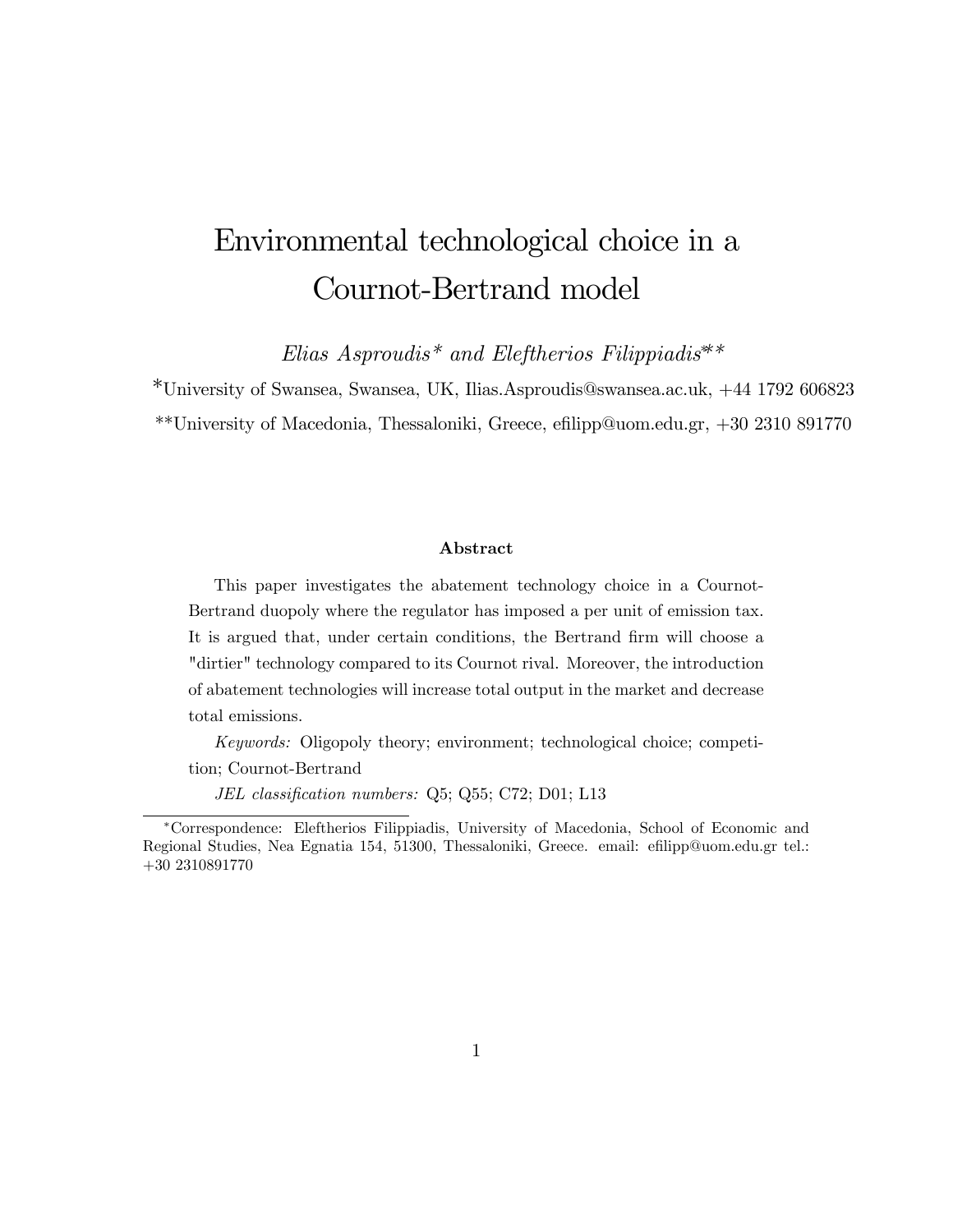# Environmental technological choice in a Cournot-Bertrand model

*Elias Asproudis\* and Eleftherios Filippiadis\*\**

\*University of Swansea, Swansea, UK, Ilias.Asproudis@swansea.ac.uk, +44 1792 606823

\*\*University of Macedonia, Thessaloniki, Greece, efilipp@uom.edu.gr, +30 2310 891770

### Abstract

This paper investigates the abatement technology choice in a Cournot-Bertrand duopoly where the regulator has imposed a per unit of emission tax. It is argued that, under certain conditions, the Bertrand firm will choose a "dirtier" technology compared to its Cournot rival. Moreover, the introduction of abatement technologies will increase total output in the market and decrease total emissions.

*Keywords:* Oligopoly theory; environment; technological choice; competition; Cournot-Bertrand

*JEL classification numbers:* Q5; Q55; C72; D01; L13

---

\*Correspondence: Eleftherios Filippiadis, University of Macedonia, School of Economic and Regional Studies, Nea Egnatia 154, 51300, Thessaloniki, Greece. email: efilipp@uom.edu.gr tel.: +30 2310891770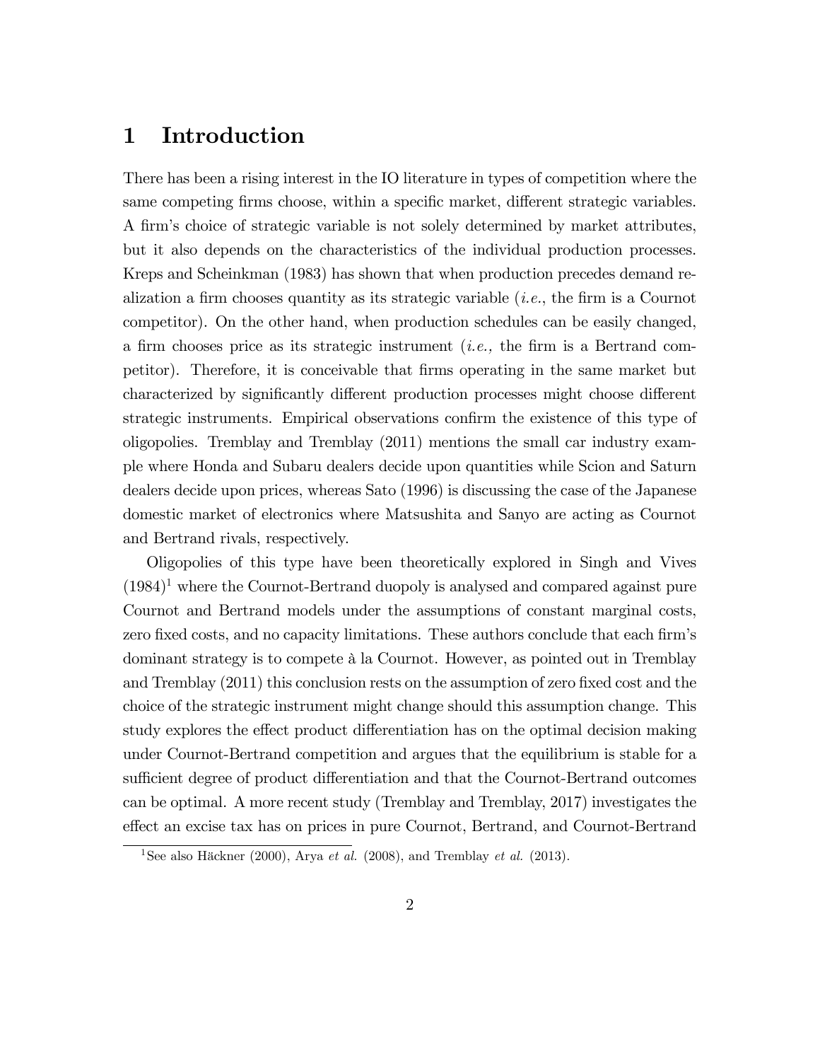# 1 Introduction

There has been a rising interest in the IO literature in types of competition where the same competing firms choose, within a specific market, different strategic variables. A firm's choice of strategic variable is not solely determined by market attributes, but it also depends on the characteristics of the individual production processes. Kreps and Scheinkman (1983) has shown that when production precedes demand realization a firm chooses quantity as its strategic variable (*i.e.*, the firm is a Cournot competitor). On the other hand, when production schedules can be easily changed, a firm chooses price as its strategic instrument (*i.e.,* the firm is a Bertrand competitor). Therefore, it is conceivable that firms operating in the same market but characterized by significantly different production processes might choose different strategic instruments. Empirical observations confirm the existence of this type of oligopolies. Tremblay and Tremblay (2011) mentions the small car industry example where Honda and Subaru dealers decide upon quantities while Scion and Saturn dealers decide upon prices, whereas Sato (1996) is discussing the case of the Japanese domestic market of electronics where Matsushita and Sanyo are acting as Cournot and Bertrand rivals, respectively.

Oligopolies of this type have been theoretically explored in Singh and Vives (1984)[1] where the Cournot-Bertrand duopoly is analysed and compared against pure Cournot and Bertrand models under the assumptions of constant marginal costs, zero fixed costs, and no capacity limitations. These authors conclude that each firm's dominant strategy is to compete à la Cournot. However, as pointed out in Tremblay and Tremblay (2011) this conclusion rests on the assumption of zero fixed cost and the choice of the strategic instrument might change should this assumption change. This study explores the effect product differentiation has on the optimal decision making under Cournot-Bertrand competition and argues that the equilibrium is stable for a sufficient degree of product differentiation and that the Cournot-Bertrand outcomes can be optimal. A more recent study (Tremblay and Tremblay, 2017) investigates the effect an excise tax has on prices in pure Cournot, Bertrand, and Cournot-Bertrand

[1] See also Häckner (2000), Arya *et al.* (2008), and Tremblay *et al.* (2013).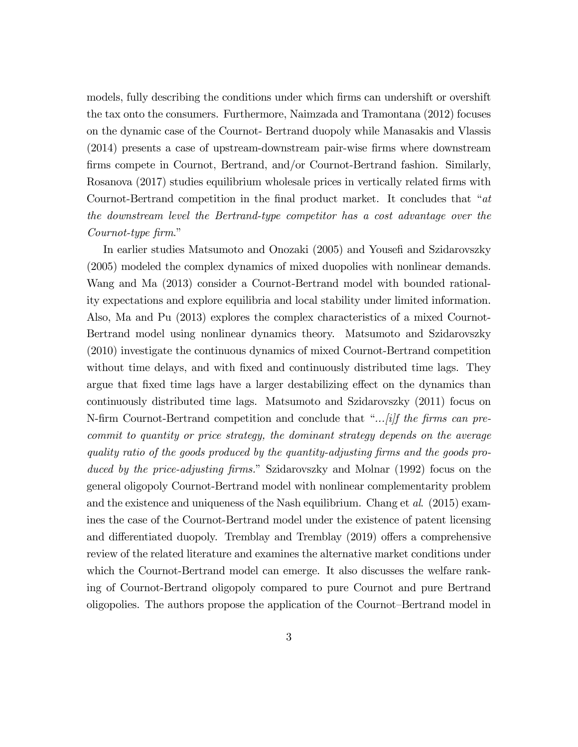models, fully describing the conditions under which firms can undershift or overshift the tax onto the consumers. Furthermore, Naimzada and Tramontana (2012) focuses on the dynamic case of the Cournot- Bertrand duopoly while Manasakis and Vlassis (2014) presents a case of upstream-downstream pair-wise firms where downstream firms compete in Cournot, Bertrand, and/or Cournot-Bertrand fashion. Similarly, Rosanova (2017) studies equilibrium wholesale prices in vertically related firms with Cournot-Bertrand competition in the final product market. It concludes that "*at the downstream level the Bertrand-type competitor has a cost advantage over the Cournot-type firm.*"

In earlier studies Matsumoto and Onozaki (2005) and Yousefi and Szidarovszky (2005) modeled the complex dynamics of mixed duopolies with nonlinear demands. Wang and Ma (2013) consider a Cournot-Bertrand model with bounded rationality expectations and explore equilibria and local stability under limited information. Also, Ma and Pu (2013) explores the complex characteristics of a mixed Cournot-Bertrand model using nonlinear dynamics theory. Matsumoto and Szidarovszky (2010) investigate the continuous dynamics of mixed Cournot-Bertrand competition without time delays, and with fixed and continuously distributed time lags. They argue that fixed time lags have a larger destabilizing effect on the dynamics than continuously distributed time lags. Matsumoto and Szidarovszky (2011) focus on N-firm Cournot-Bertrand competition and conclude that "*...[i]f the firms can pre-commit to quantity or price strategy, the dominant strategy depends on the average quality ratio of the goods produced by the quantity-adjusting firms and the goods produced by the price-adjusting firms.*" Szidarovszky and Molnar (1992) focus on the general oligopoly Cournot-Bertrand model with nonlinear complementarity problem and the existence and uniqueness of the Nash equilibrium. Chang et *al.* (2015) examines the case of the Cournot-Bertrand model under the existence of patent licensing and differentiated duopoly. Tremblay and Tremblay (2019) offers a comprehensive review of the related literature and examines the alternative market conditions under which the Cournot-Bertrand model can emerge. It also discusses the welfare ranking of Cournot-Bertrand oligopoly compared to pure Cournot and pure Bertrand oligopolies. The authors propose the application of the Cournot–Bertrand model in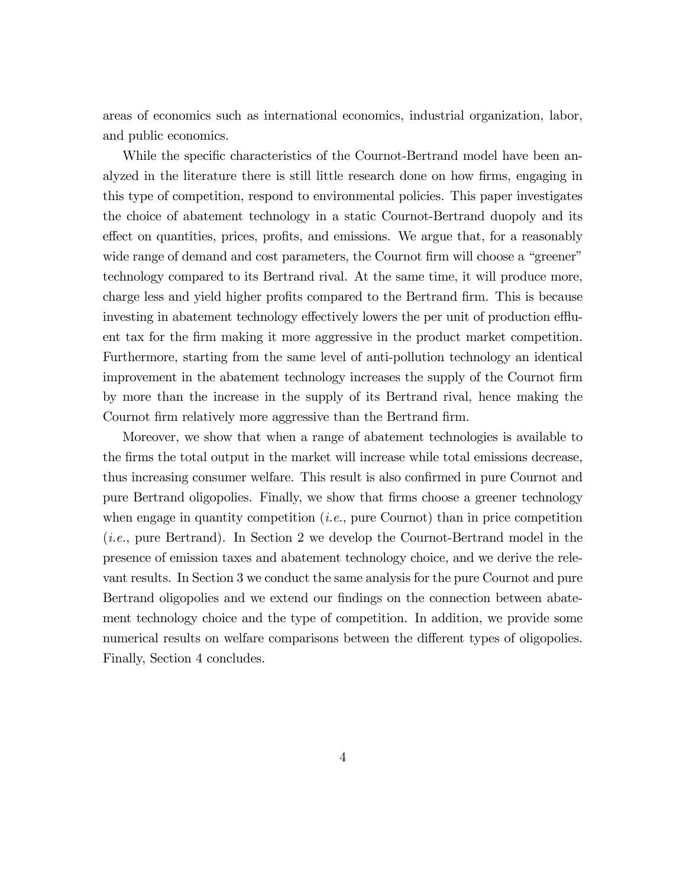areas of economics such as international economics, industrial organization, labor, and public economics.

While the specific characteristics of the Cournot-Bertrand model have been analyzed in the literature there is still little research done on how firms, engaging in this type of competition, respond to environmental policies. This paper investigates the choice of abatement technology in a static Cournot-Bertrand duopoly and its effect on quantities, prices, profits, and emissions. We argue that, for a reasonably wide range of demand and cost parameters, the Cournot firm will choose a "greener" technology compared to its Bertrand rival. At the same time, it will produce more, charge less and yield higher profits compared to the Bertrand firm. This is because investing in abatement technology effectively lowers the per unit of production effluent tax for the firm making it more aggressive in the product market competition. Furthermore, starting from the same level of anti-pollution technology an identical improvement in the abatement technology increases the supply of the Cournot firm by more than the increase in the supply of its Bertrand rival, hence making the Cournot firm relatively more aggressive than the Bertrand firm.

Moreover, we show that when a range of abatement technologies is available to the firms the total output in the market will increase while total emissions decrease, thus increasing consumer welfare. This result is also confirmed in pure Cournot and pure Bertrand oligopolies. Finally, we show that firms choose a greener technology when engage in quantity competition (*i.e.*, pure Cournot) than in price competition (*i.e.*, pure Bertrand). In Section 2 we develop the Cournot-Bertrand model in the presence of emission taxes and abatement technology choice, and we derive the relevant results. In Section 3 we conduct the same analysis for the pure Cournot and pure Bertrand oligopolies and we extend our findings on the connection between abatement technology choice and the type of competition. In addition, we provide some numerical results on welfare comparisons between the different types of oligopolies. Finally, Section 4 concludes.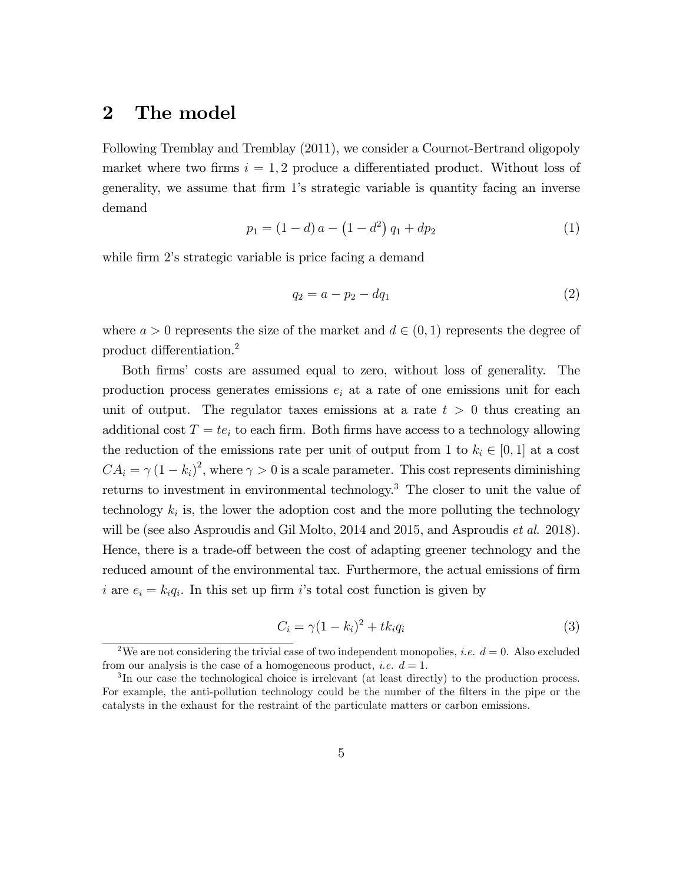## 2 The model

Following Tremblay and Tremblay (2011), we consider a Cournot-Bertrand oligopoly market where two firms $i = 1, 2$ produce a differentiated product. Without loss of generality, we assume that firm 1's strategic variable is quantity facing an inverse demand

$$p_1 = (1-d)\,a - \left(1-d^2\right) q_1 + dp_2 \tag{1}$$

while firm 2's strategic variable is price facing a demand

$$q_2 = a - p_2 - dq_1 \tag{2}$$

where $a > 0$ represents the size of the market and $d \in (0, 1)$ represents the degree of product differentiation.[2]

Both firms' costs are assumed equal to zero, without loss of generality. The production process generates emissions $e_i$ at a rate of one emissions unit for each unit of output. The regulator taxes emissions at a rate $t > 0$ thus creating an additional cost $T = te_i$ to each firm. Both firms have access to a technology allowing the reduction of the emissions rate per unit of output from 1 to $k_i \in [0, 1]$ at a cost $CA_i = \gamma\,(1 - k_i)^2$, where $\gamma > 0$ is a scale parameter. This cost represents diminishing returns to investment in environmental technology.[3] The closer to unit the value of technology $k_i$ is, the lower the adoption cost and the more polluting the technology will be (see also Asproudis and Gil Molto, 2014 and 2015, and Asproudis *et al.* 2018). Hence, there is a trade-off between the cost of adapting greener technology and the reduced amount of the environmental tax. Furthermore, the actual emissions of firm $i$ are $e_i = k_i q_i$. In this set up firm $i$'s total cost function is given by

$$C_i = \gamma(1 - k_i)^2 + tk_i q_i \tag{3}$$

---

[2] We are not considering the trivial case of two independent monopolies, *i.e.* $d = 0$. Also excluded from our analysis is the case of a homogeneous product, *i.e.* $d = 1$.

[3] In our case the technological choice is irrelevant (at least directly) to the production process. For example, the anti-pollution technology could be the number of the filters in the pipe or the catalysts in the exhaust for the restraint of the particulate matters or carbon emissions.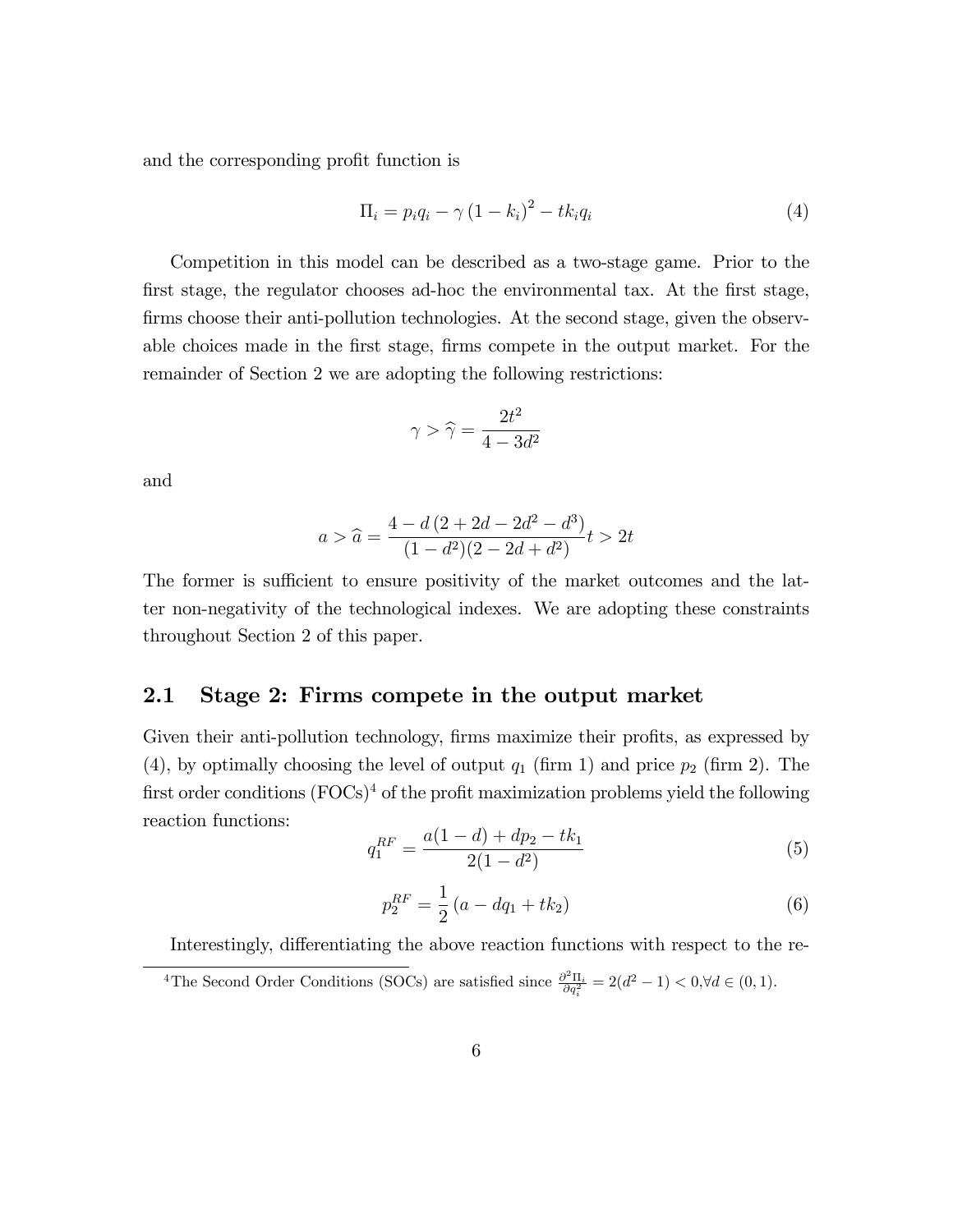and the corresponding profit function is

$$\Pi_i = p_i q_i - \gamma \left(1 - k_i\right)^2 - t k_i q_i \tag{4}$$

Competition in this model can be described as a two-stage game. Prior to the first stage, the regulator chooses ad-hoc the environmental tax. At the first stage, firms choose their anti-pollution technologies. At the second stage, given the observable choices made in the first stage, firms compete in the output market. For the remainder of Section 2 we are adopting the following restrictions:

$$\gamma > \widehat{\gamma} = \frac{2t^2}{4 - 3d^2}$$

and

$$a > \widehat{a} = \frac{4 - d\left(2 + 2d - 2d^2 - d^3\right)}{(1 - d^2)(2 - 2d + d^2)} t > 2t$$

The former is sufficient to ensure positivity of the market outcomes and the latter non-negativity of the technological indexes. We are adopting these constraints throughout Section 2 of this paper.

## 2.1 Stage 2: Firms compete in the output market

Given their anti-pollution technology, firms maximize their profits, as expressed by (4), by optimally choosing the level of output $q_1$ (firm 1) and price $p_2$ (firm 2). The first order conditions (FOCs)[4] of the profit maximization problems yield the following reaction functions:

$$q_1^{RF} = \frac{a(1 - d) + d p_2 - t k_1}{2(1 - d^2)} \tag{5}$$

$$p_2^{RF} = \frac{1}{2}\left(a - d q_1 + t k_2\right) \tag{6}$$

Interestingly, differentiating the above reaction functions with respect to the re-

[4] The Second Order Conditions (SOCs) are satisfied since $\frac{\partial^2 \Pi_i}{\partial q_i^2} = 2(d^2 - 1) < 0, \forall d \in (0, 1)$.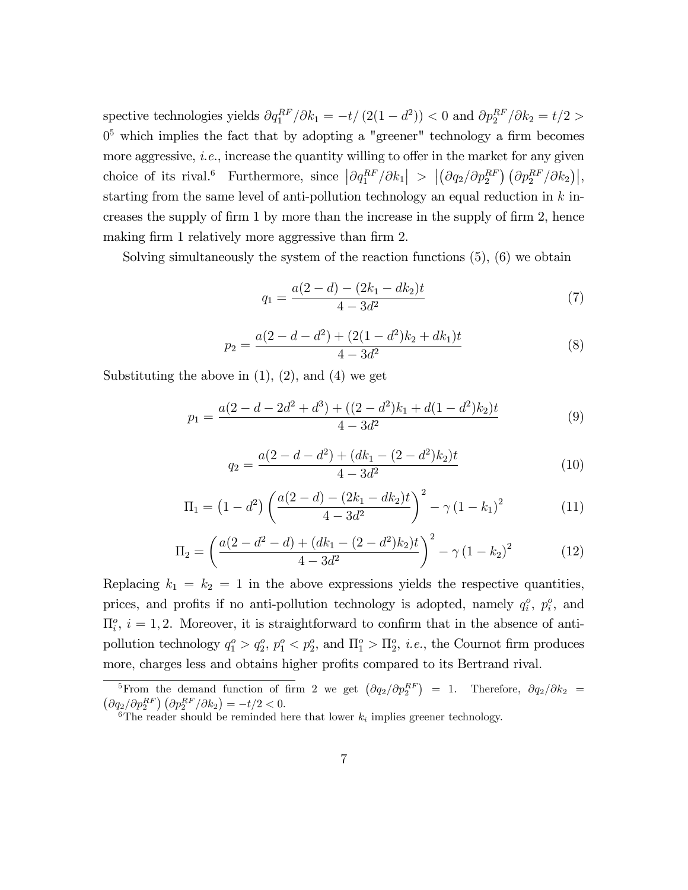spective technologies yields $\partial q_1^{RF}/\partial k_1 = -t/\left(2(1-d^2)\right) < 0$ and $\partial p_2^{RF}/\partial k_2 = t/2 > 0$[5] which implies the fact that by adopting a "greener" technology a firm becomes more aggressive, *i.e.*, increase the quantity willing to offer in the market for any given choice of its rival.[6] Furthermore, since $\left|\partial q_1^{RF}/\partial k_1\right| > \left|\left(\partial q_2/\partial p_2^{RF}\right)\left(\partial p_2^{RF}/\partial k_2\right)\right|$, starting from the same level of anti-pollution technology an equal reduction in $k$ increases the supply of firm 1 by more than the increase in the supply of firm 2, hence making firm 1 relatively more aggressive than firm 2.

Solving simultaneously the system of the reaction functions (5), (6) we obtain

$$q_1 = \frac{a(2-d) - (2k_1 - dk_2)t}{4 - 3d^2} \tag{7}$$

$$p_2 = \frac{a(2-d-d^2) + (2(1-d^2)k_2 + dk_1)t}{4 - 3d^2} \tag{8}$$

Substituting the above in (1), (2), and (4) we get

$$p_1 = \frac{a(2-d-2d^2+d^3) + ((2-d^2)k_1 + d(1-d^2)k_2)t}{4 - 3d^2} \tag{9}$$

$$q_2 = \frac{a(2-d-d^2) + (dk_1 - (2-d^2)k_2)t}{4 - 3d^2} \tag{10}$$

$$\Pi_1 = \left(1-d^2\right)\left(\frac{a(2-d) - (2k_1 - dk_2)t}{4 - 3d^2}\right)^2 - \gamma\left(1-k_1\right)^2 \tag{11}$$

$$\Pi_2 = \left(\frac{a(2-d^2-d) + (dk_1 - (2-d^2)k_2)t}{4 - 3d^2}\right)^2 - \gamma\left(1-k_2\right)^2 \tag{12}$$

Replacing $k_1 = k_2 = 1$ in the above expressions yields the respective quantities, prices, and profits if no anti-pollution technology is adopted, namely $q_i^o$, $p_i^o$, and $\Pi_i^o$, $i = 1, 2$. Moreover, it is straightforward to confirm that in the absence of anti-pollution technology $q_1^o > q_2^o$, $p_1^o < p_2^o$, and $\Pi_1^o > \Pi_2^o$, *i.e.*, the Cournot firm produces more, charges less and obtains higher profits compared to its Bertrand rival.

[5] From the demand function of firm 2 we get $\left(\partial q_2/\partial p_2^{RF}\right) = 1$. Therefore, $\partial q_2/\partial k_2 = \left(\partial q_2/\partial p_2^{RF}\right)\left(\partial p_2^{RF}/\partial k_2\right) = -t/2 < 0$.

[6] The reader should be reminded here that lower $k_i$ implies greener technology.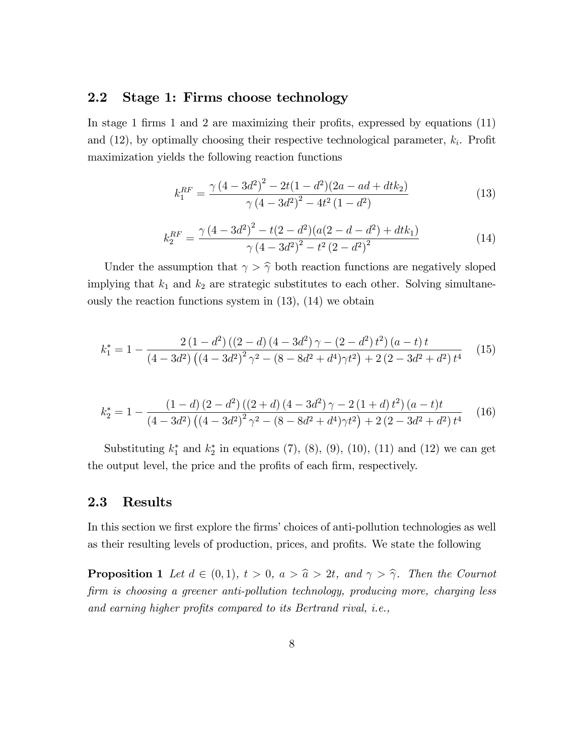### 2.2 Stage 1: Firms choose technology

In stage 1 firms 1 and 2 are maximizing their profits, expressed by equations (11) and (12), by optimally choosing their respective technological parameter, $k_i$. Profit maximization yields the following reaction functions

$$k_1^{RF} = \frac{\gamma \left(4-3d^2\right)^2 - 2t(1-d^2)(2a - ad + dtk_2)}{\gamma \left(4-3d^2\right)^2 - 4t^2 \left(1-d^2\right)} \tag{13}$$

$$k_2^{RF} = \frac{\gamma \left(4-3d^2\right)^2 - t(2-d^2)(a(2-d-d^2) + dtk_1)}{\gamma \left(4-3d^2\right)^2 - t^2 \left(2-d^2\right)^2} \tag{14}$$

Under the assumption that $\gamma > \widehat{\gamma}$ both reaction functions are negatively sloped implying that $k_1$ and $k_2$ are strategic substitutes to each other. Solving simultaneously the reaction functions system in (13), (14) we obtain

$$k_1^* = 1 - \frac{2\left(1-d^2\right)\left(\left(2-d\right)\left(4-3d^2\right)\gamma - \left(2-d^2\right)t^2\right)\left(a-t\right)t}{\left(4-3d^2\right)\left(\left(4-3d^2\right)^2\gamma^2 - (8-8d^2+d^4)\gamma t^2\right) + 2\left(2-3d^2+d^2\right)t^4} \tag{15}$$

$$k_2^* = 1 - \frac{\left(1-d\right)\left(2-d^2\right)\left(\left(2+d\right)\left(4-3d^2\right)\gamma - 2\left(1+d\right)t^2\right)\left(a-t\right)t}{\left(4-3d^2\right)\left(\left(4-3d^2\right)^2\gamma^2 - (8-8d^2+d^4)\gamma t^2\right) + 2\left(2-3d^2+d^2\right)t^4} \tag{16}$$

Substituting $k_1^*$ and $k_2^*$ in equations (7), (8), (9), (10), (11) and (12) we can get the output level, the price and the profits of each firm, respectively.

### 2.3 Results

In this section we first explore the firms' choices of anti-pollution technologies as well as their resulting levels of production, prices, and profits. We state the following

**Proposition 1** *Let $d \in (0,1)$, $t > 0$, $a > \widehat{a} > 2t$, and $\gamma > \widehat{\gamma}$. Then the Cournot firm is choosing a greener anti-pollution technology, producing more, charging less and earning higher profits compared to its Bertrand rival, i.e.,*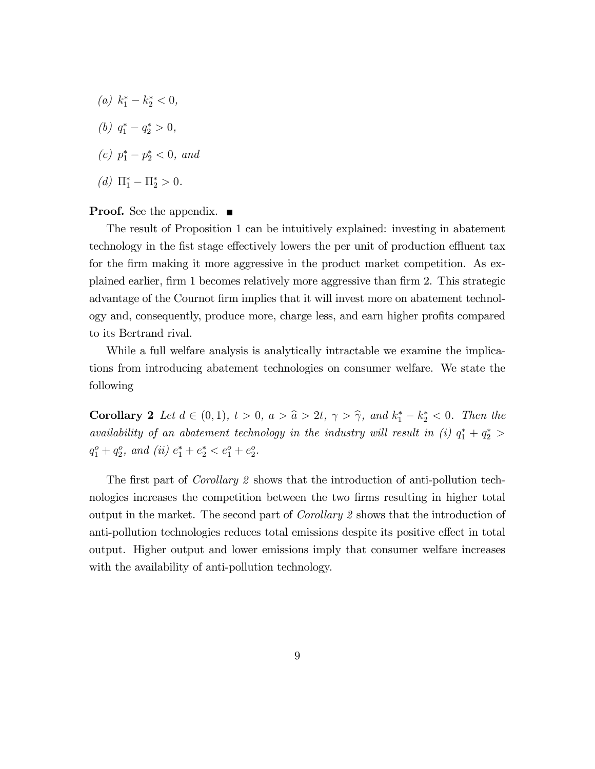(a) $k_1^* - k_2^* < 0$,

(b) $q_1^* - q_2^* > 0$,

(c) $p_1^* - p_2^* < 0$, and

(d) $\Pi_1^* - \Pi_2^* > 0$.

**Proof.** See the appendix. ■

The result of Proposition 1 can be intuitively explained: investing in abatement technology in the fist stage effectively lowers the per unit of production effluent tax for the firm making it more aggressive in the product market competition. As explained earlier, firm 1 becomes relatively more aggressive than firm 2. This strategic advantage of the Cournot firm implies that it will invest more on abatement technology and, consequently, produce more, charge less, and earn higher profits compared to its Bertrand rival.

While a full welfare analysis is analytically intractable we examine the implications from introducing abatement technologies on consumer welfare. We state the following

**Corollary 2** *Let $d \in (0,1)$, $t > 0$, $a > \widehat{a} > 2t$, $\gamma > \widehat{\gamma}$, and $k_1^* - k_2^* < 0$. Then the availability of an abatement technology in the industry will result in (i) $q_1^* + q_2^* > q_1^o + q_2^o$, and (ii) $e_1^* + e_2^* < e_1^o + e_2^o$.*

The first part of *Corollary 2* shows that the introduction of anti-pollution technologies increases the competition between the two firms resulting in higher total output in the market. The second part of *Corollary 2* shows that the introduction of anti-pollution technologies reduces total emissions despite its positive effect in total output. Higher output and lower emissions imply that consumer welfare increases with the availability of anti-pollution technology.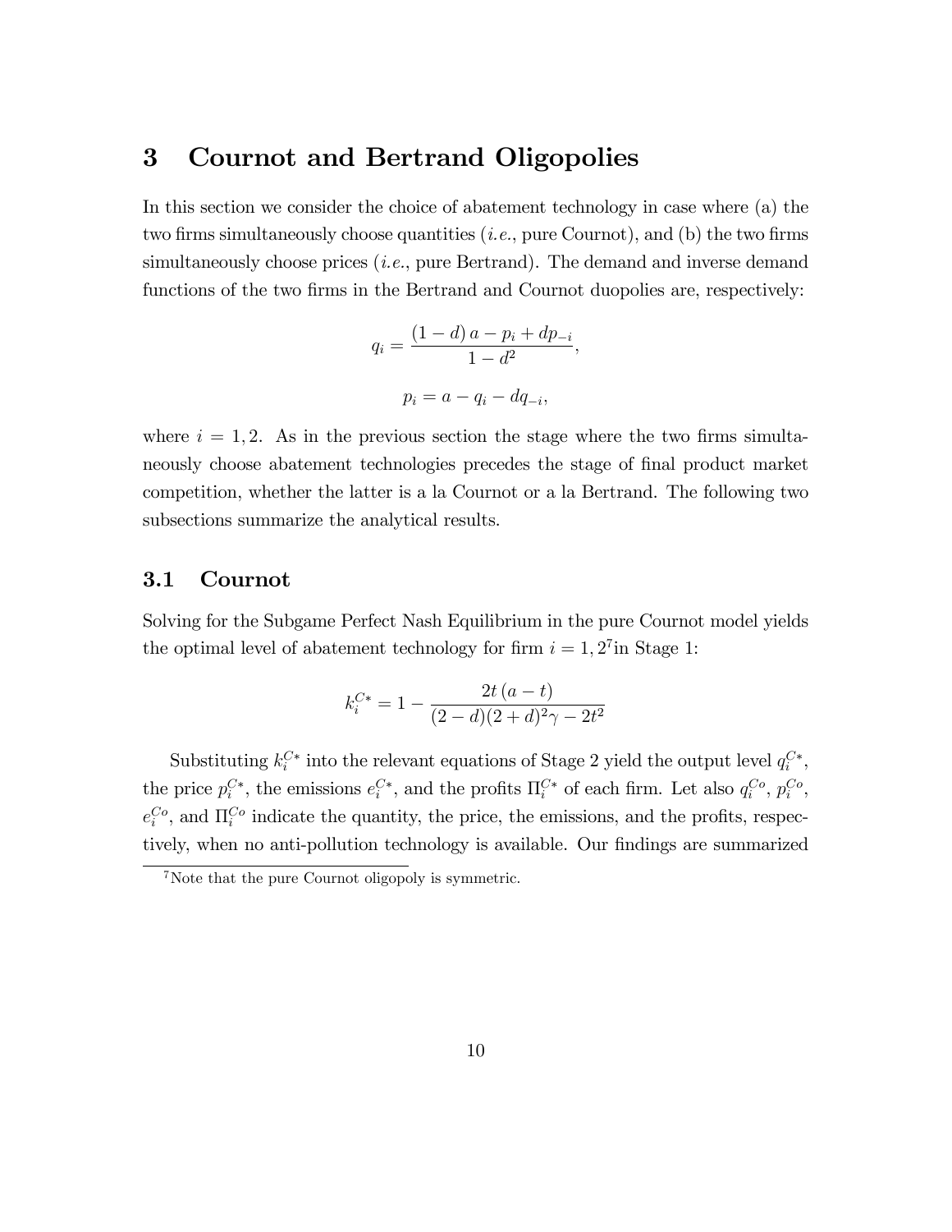# 3 Cournot and Bertrand Oligopolies

In this section we consider the choice of abatement technology in case where (a) the two firms simultaneously choose quantities (*i.e.*, pure Cournot), and (b) the two firms simultaneously choose prices (*i.e.*, pure Bertrand). The demand and inverse demand functions of the two firms in the Bertrand and Cournot duopolies are, respectively:

$$q_i = \frac{(1-d)\,a - p_i + dp_{-i}}{1-d^2},$$

$$p_i = a - q_i - dq_{-i},$$

where $i = 1, 2$. As in the previous section the stage where the two firms simultaneously choose abatement technologies precedes the stage of final product market competition, whether the latter is a la Cournot or a la Bertrand. The following two subsections summarize the analytical results.

## 3.1 Cournot

Solving for the Subgame Perfect Nash Equilibrium in the pure Cournot model yields the optimal level of abatement technology for firm $i = 1, 2$[7] in Stage 1:

$$k_i^{C*} = 1 - \frac{2t\,(a-t)}{(2-d)(2+d)^2\gamma - 2t^2}$$

Substituting $k_i^{C*}$ into the relevant equations of Stage 2 yield the output level $q_i^{C*}$, the price $p_i^{C*}$, the emissions $e_i^{C*}$, and the profits $\Pi_i^{C*}$ of each firm. Let also $q_i^{Co}$, $p_i^{Co}$, $e_i^{Co}$, and $\Pi_i^{Co}$ indicate the quantity, the price, the emissions, and the profits, respectively, when no anti-pollution technology is available. Our findings are summarized

[7] Note that the pure Cournot oligopoly is symmetric.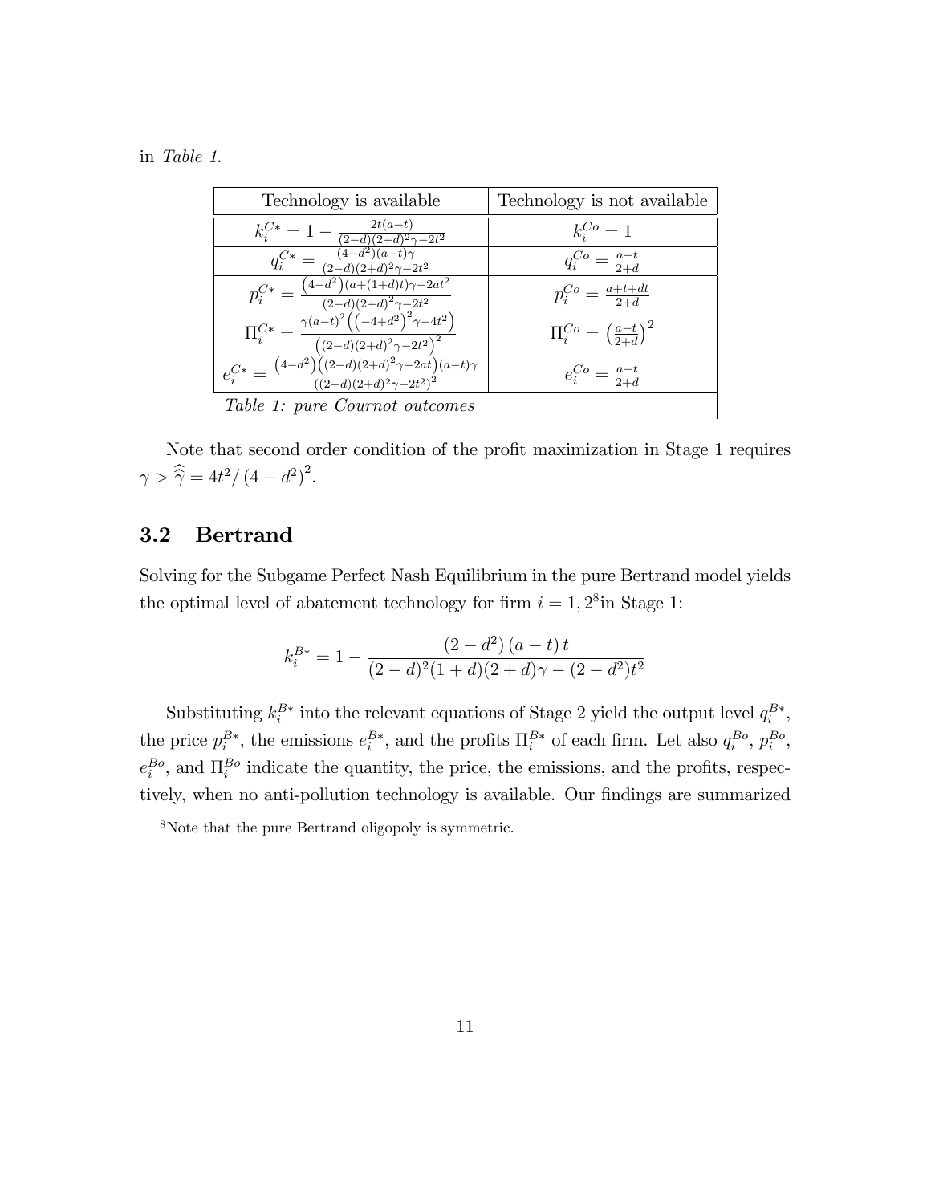in *Table 1.*

| Technology is available | Technology is not available |
|---|---|
| $k_i^{C*} = 1 - \frac{2t(a-t)}{(2-d)(2+d)^2\gamma - 2t^2}$ | $k_i^{Co} = 1$ |
| $q_i^{C*} = \frac{(4-d^2)(a-t)\gamma}{(2-d)(2+d)^2\gamma - 2t^2}$ | $q_i^{Co} = \frac{a-t}{2+d}$ |
| $p_i^{C*} = \frac{(4-d^2)(a+(1+d)t)\gamma - 2at^2}{(2-d)(2+d)^2\gamma - 2t^2}$ | $p_i^{Co} = \frac{a+t+dt}{2+d}$ |
| $\Pi_i^{C*} = \frac{\gamma(a-t)^2\left((-4+d^2)^2\gamma - 4t^2\right)}{\left((2-d)(2+d)^2\gamma - 2t^2\right)^2}$ | $\Pi_i^{Co} = \left(\frac{a-t}{2+d}\right)^2$ |
| $e_i^{C*} = \frac{(4-d^2)\left((2-d)(2+d)^2\gamma - 2at\right)(a-t)\gamma}{((2-d)(2+d)^2\gamma - 2t^2)^2}$ | $e_i^{Co} = \frac{a-t}{2+d}$ |

*Table 1: pure Cournot outcomes*

Note that second order condition of the profit maximization in Stage 1 requires $\gamma > \hat{\hat{\gamma}} = 4t^2/\left(4-d^2\right)^2$.

## 3.2 Bertrand

Solving for the Subgame Perfect Nash Equilibrium in the pure Bertrand model yields the optimal level of abatement technology for firm $i = 1, 2$[8] in Stage 1:

$$k_i^{B*} = 1 - \frac{\left(2-d^2\right)(a-t)\,t}{(2-d)^2(1+d)(2+d)\gamma - (2-d^2)t^2}$$

Substituting $k_i^{B*}$ into the relevant equations of Stage 2 yield the output level $q_i^{B*}$, the price $p_i^{B*}$, the emissions $e_i^{B*}$, and the profits $\Pi_i^{B*}$ of each firm. Let also $q_i^{Bo}$, $p_i^{Bo}$, $e_i^{Bo}$, and $\Pi_i^{Bo}$ indicate the quantity, the price, the emissions, and the profits, respectively, when no anti-pollution technology is available. Our findings are summarized

[8] Note that the pure Bertrand oligopoly is symmetric.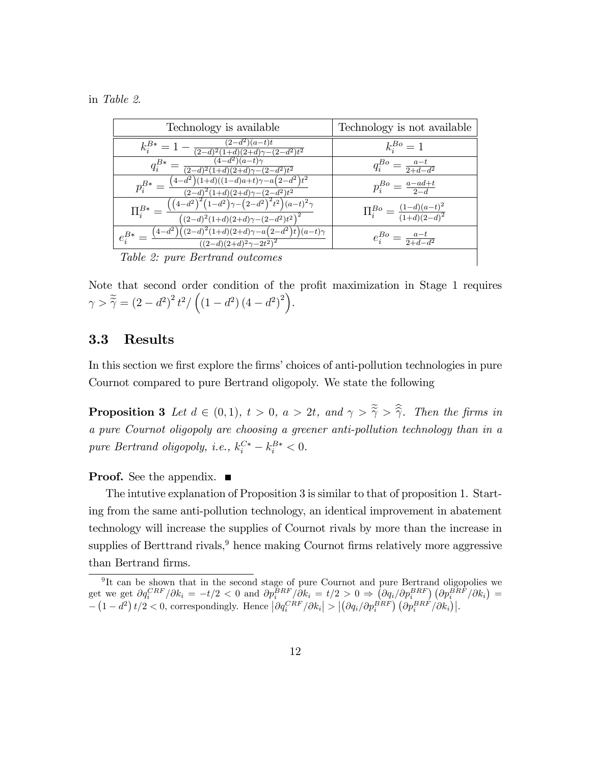in *Table 2*.

| Technology is available | Technology is not available |
|---|---|
| $k_i^{B*} = 1 - \frac{(2-d^2)(a-t)t}{(2-d)^2(1+d)(2+d)\gamma-(2-d^2)t^2}$ | $k_i^{Bo} = 1$ |
| $q_i^{B*} = \frac{(4-d^2)(a-t)\gamma}{(2-d)^2(1+d)(2+d)\gamma-(2-d^2)t^2}$ | $q_i^{Bo} = \frac{a-t}{2+d-d^2}$ |
| $p_i^{B*} = \frac{\left(4-d^2\right)(1+d)((1-d)a+t)\gamma-a\left(2-d^2\right)t^2}{(2-d)^2(1+d)(2+d)\gamma-(2-d^2)t^2}$ | $p_i^{Bo} = \frac{a-ad+t}{2-d}$ |
| $\Pi_i^{B*} = \frac{\left(\left(4-d^2\right)^2\left(1-d^2\right)\gamma-\left(2-d^2\right)^2t^2\right)(a-t)^2\gamma}{\left((2-d)^2(1+d)(2+d)\gamma-(2-d^2)t^2\right)^2}$ | $\Pi_i^{Bo} = \frac{(1-d)(a-t)^2}{(1+d)(2-d)^2}$ |
| $e_i^{B*} = \frac{\left(4-d^2\right)\left((2-d)^2(1+d)(2+d)\gamma-a\left(2-d^2\right)t\right)(a-t)\gamma}{((2-d)(2+d)^2\gamma-2t^2)^2}$ | $e_i^{Bo} = \frac{a-t}{2+d-d^2}$ |

*Table 2: pure Bertrand outcomes*

Note that second order condition of the profit maximization in Stage 1 requires $\gamma > \widetilde{\widetilde{\gamma}} = (2-d^2)^2 t^2 / \left((1-d^2)(4-d^2)^2\right)$.

## 3.3 Results

In this section we first explore the firms' choices of anti-pollution technologies in pure Cournot compared to pure Bertrand oligopoly. We state the following

**Proposition 3** *Let $d \in (0,1)$, $t > 0$, $a > 2t$, and $\gamma > \widetilde{\widetilde{\gamma}} > \widehat{\widehat{\gamma}}$. Then the firms in a pure Cournot oligopoly are choosing a greener anti-pollution technology than in a pure Bertrand oligopoly, i.e., $k_i^{C*} - k_i^{B*} < 0$.*

**Proof.** See the appendix. ■

The intutive explanation of Proposition 3 is similar to that of proposition 1. Starting from the same anti-pollution technology, an identical improvement in abatement technology will increase the supplies of Cournot rivals by more than the increase in supplies of Berttrand rivals,[9] hence making Cournot firms relatively more aggressive than Bertrand firms.

[9] It can be shown that in the second stage of pure Cournot and pure Bertrand oligopolies we get we get $\partial q_i^{CRF}/\partial k_i = -t/2 < 0$ and $\partial p_i^{BRF}/\partial k_i = t/2 > 0 \Rightarrow \left(\partial q_i/\partial p_i^{BRF}\right)\left(\partial p_i^{BRF}/\partial k_i\right) = -\left(1-d^2\right)t/2 < 0$, correspondingly. Hence $\left|\partial q_i^{CRF}/\partial k_i\right| > \left|\left(\partial q_i/\partial p_i^{BRF}\right)\left(\partial p_i^{BRF}/\partial k_i\right)\right|$.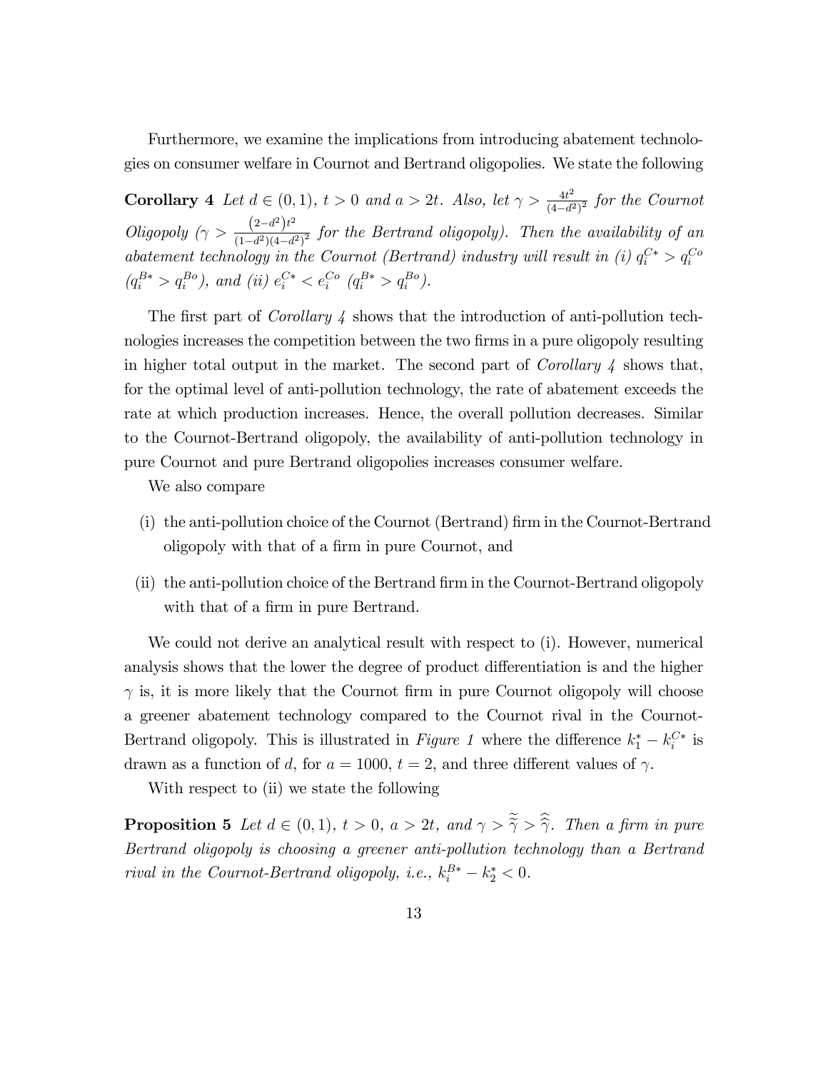Furthermore, we examine the implications from introducing abatement technologies on consumer welfare in Cournot and Bertrand oligopolies. We state the following

**Corollary 4** *Let $d \in (0,1)$, $t > 0$ and $a > 2t$. Also, let $\gamma > \frac{4t^2}{(4-d^2)^2}$ for the Cournot Oligopoly ($\gamma > \frac{(2-d^2)t^2}{(1-d^2)(4-d^2)^2}$ for the Bertrand oligopoly). Then the availability of an abatement technology in the Cournot (Bertrand) industry will result in (i) $q_i^{C*} > q_i^{Co}$ ($q_i^{B*} > q_i^{Bo}$), and (ii) $e_i^{C*} < e_i^{Co}$ ($q_i^{B*} > q_i^{Bo}$).*

The first part of *Corollary 4* shows that the introduction of anti-pollution technologies increases the competition between the two firms in a pure oligopoly resulting in higher total output in the market. The second part of *Corollary 4* shows that, for the optimal level of anti-pollution technology, the rate of abatement exceeds the rate at which production increases. Hence, the overall pollution decreases. Similar to the Cournot-Bertrand oligopoly, the availability of anti-pollution technology in pure Cournot and pure Bertrand oligopolies increases consumer welfare.

We also compare

(i) the anti-pollution choice of the Cournot (Bertrand) firm in the Cournot-Bertrand oligopoly with that of a firm in pure Cournot, and

(ii) the anti-pollution choice of the Bertrand firm in the Cournot-Bertrand oligopoly with that of a firm in pure Bertrand.

We could not derive an analytical result with respect to (i). However, numerical analysis shows that the lower the degree of product differentiation is and the higher $\gamma$ is, it is more likely that the Cournot firm in pure Cournot oligopoly will choose a greener abatement technology compared to the Cournot rival in the Cournot-Bertrand oligopoly. This is illustrated in *Figure 1* where the difference $k_1^* - k_i^{C*}$ is drawn as a function of $d$, for $a = 1000$, $t = 2$, and three different values of $\gamma$.

With respect to (ii) we state the following

**Proposition 5** *Let $d \in (0,1)$, $t > 0$, $a > 2t$, and $\gamma > \widetilde{\widetilde{\gamma}} > \widehat{\widehat{\gamma}}$. Then a firm in pure Bertrand oligopoly is choosing a greener anti-pollution technology than a Bertrand rival in the Cournot-Bertrand oligopoly, i.e., $k_i^{B*} - k_2^* < 0$.*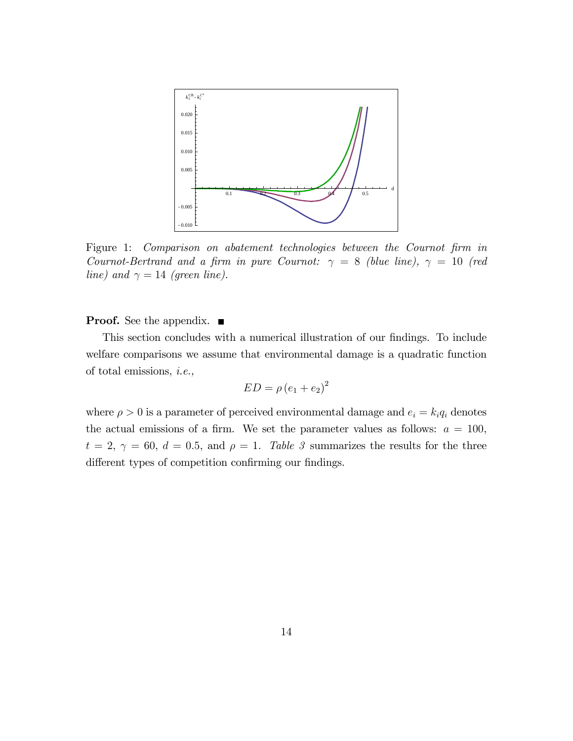Figure 1: *Comparison on abatement technologies between the Cournot firm in Cournot-Bertrand and a firm in pure Cournot:* $\gamma = 8$ *(blue line),* $\gamma = 10$ *(red line) and* $\gamma = 14$ *(green line).*

**Proof.** See the appendix. ■

This section concludes with a numerical illustration of our findings. To include welfare comparisons we assume that environmental damage is a quadratic function of total emissions, *i.e.,*

$$ED = \rho\left(e_1 + e_2\right)^2$$

where $\rho > 0$ is a parameter of perceived environmental damage and $e_i = k_i q_i$ denotes the actual emissions of a firm. We set the parameter values as follows: $a = 100$, $t = 2$, $\gamma = 60$, $d = 0.5$, and $\rho = 1$. *Table 3* summarizes the results for the three different types of competition confirming our findings.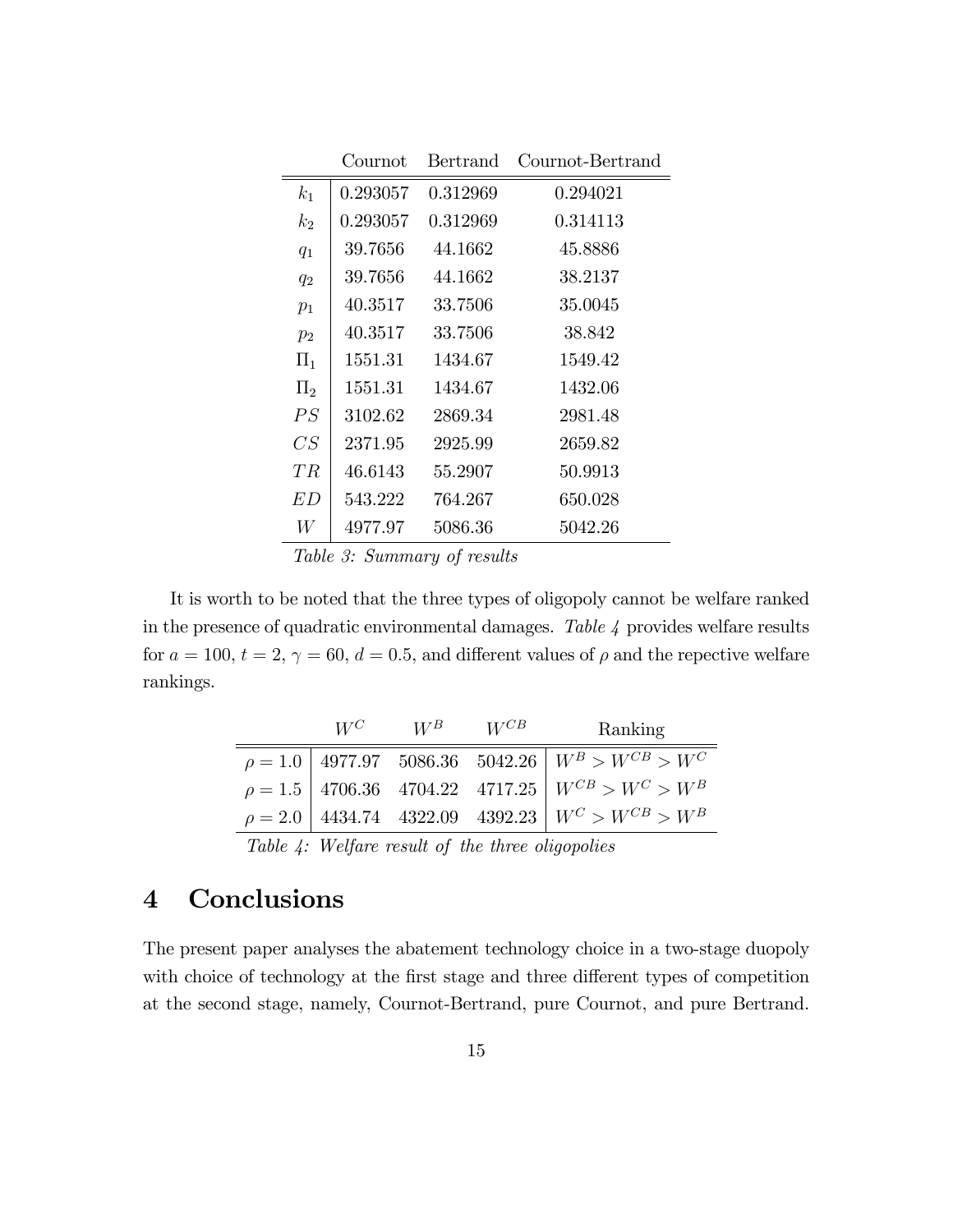|  | Cournot | Bertrand | Cournot-Bertrand |
|---|---|---|---|
| $k_1$ | 0.293057 | 0.312969 | 0.294021 |
| $k_2$ | 0.293057 | 0.312969 | 0.314113 |
| $q_1$ | 39.7656 | 44.1662 | 45.8886 |
| $q_2$ | 39.7656 | 44.1662 | 38.2137 |
| $p_1$ | 40.3517 | 33.7506 | 35.0045 |
| $p_2$ | 40.3517 | 33.7506 | 38.842 |
| $\Pi_1$ | 1551.31 | 1434.67 | 1549.42 |
| $\Pi_2$ | 1551.31 | 1434.67 | 1432.06 |
| $PS$ | 3102.62 | 2869.34 | 2981.48 |
| $CS$ | 2371.95 | 2925.99 | 2659.82 |
| $TR$ | 46.6143 | 55.2907 | 50.9913 |
| $ED$ | 543.222 | 764.267 | 650.028 |
| $W$ | 4977.97 | 5086.36 | 5042.26 |

*Table 3: Summary of results*

It is worth to be noted that the three types of oligopoly cannot be welfare ranked in the presence of quadratic environmental damages. *Table 4* provides welfare results for $a = 100$, $t = 2$, $\gamma = 60$, $d = 0.5$, and different values of $\rho$ and the repective welfare rankings.

|  | $W^C$ | $W^B$ | $W^{CB}$ | Ranking |
|---|---|---|---|---|
| $\rho = 1.0$ | 4977.97 | 5086.36 | 5042.26 | $W^B > W^{CB} > W^C$ |
| $\rho = 1.5$ | 4706.36 | 4704.22 | 4717.25 | $W^{CB} > W^C > W^B$ |
| $\rho = 2.0$ | 4434.74 | 4322.09 | 4392.23 | $W^C > W^{CB} > W^B$ |

*Table 4: Welfare result of the three oligopolies*

# 4 Conclusions

The present paper analyses the abatement technology choice in a two-stage duopoly with choice of technology at the first stage and three different types of competition at the second stage, namely, Cournot-Bertrand, pure Cournot, and pure Bertrand.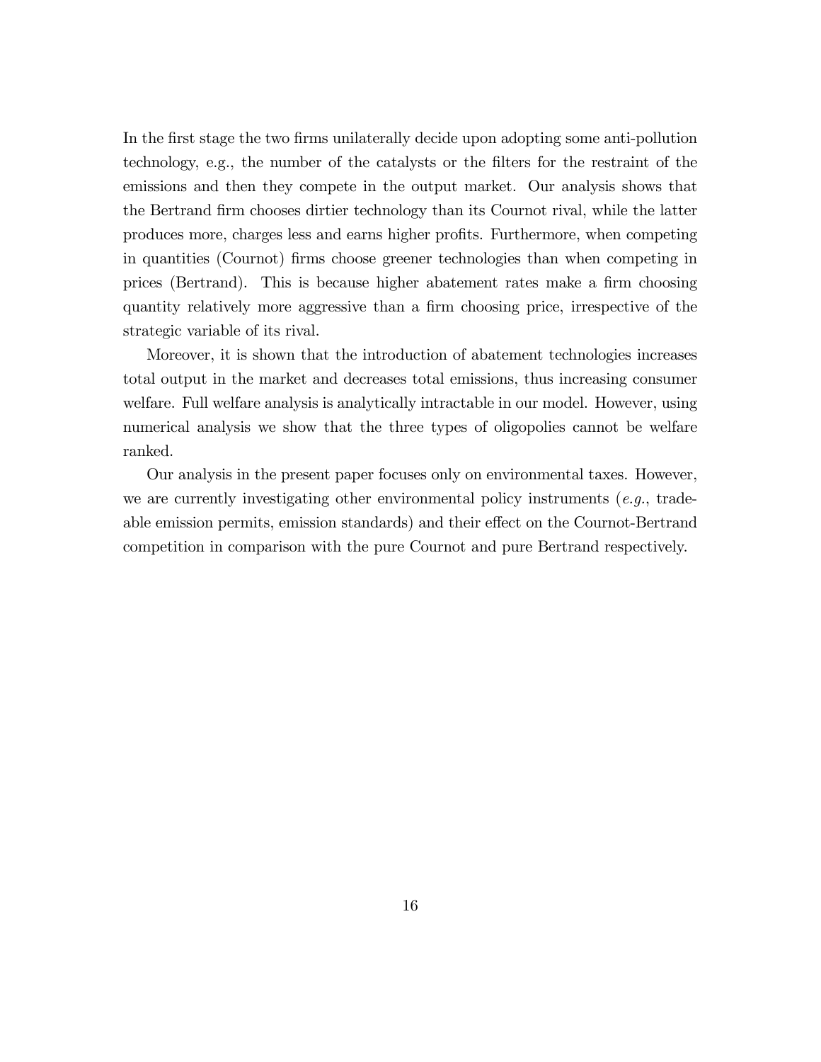In the first stage the two firms unilaterally decide upon adopting some anti-pollution technology, e.g., the number of the catalysts or the filters for the restraint of the emissions and then they compete in the output market. Our analysis shows that the Bertrand firm chooses dirtier technology than its Cournot rival, while the latter produces more, charges less and earns higher profits. Furthermore, when competing in quantities (Cournot) firms choose greener technologies than when competing in prices (Bertrand). This is because higher abatement rates make a firm choosing quantity relatively more aggressive than a firm choosing price, irrespective of the strategic variable of its rival.

Moreover, it is shown that the introduction of abatement technologies increases total output in the market and decreases total emissions, thus increasing consumer welfare. Full welfare analysis is analytically intractable in our model. However, using numerical analysis we show that the three types of oligopolies cannot be welfare ranked.

Our analysis in the present paper focuses only on environmental taxes. However, we are currently investigating other environmental policy instruments (*e.g.*, tradeable emission permits, emission standards) and their effect on the Cournot-Bertrand competition in comparison with the pure Cournot and pure Bertrand respectively.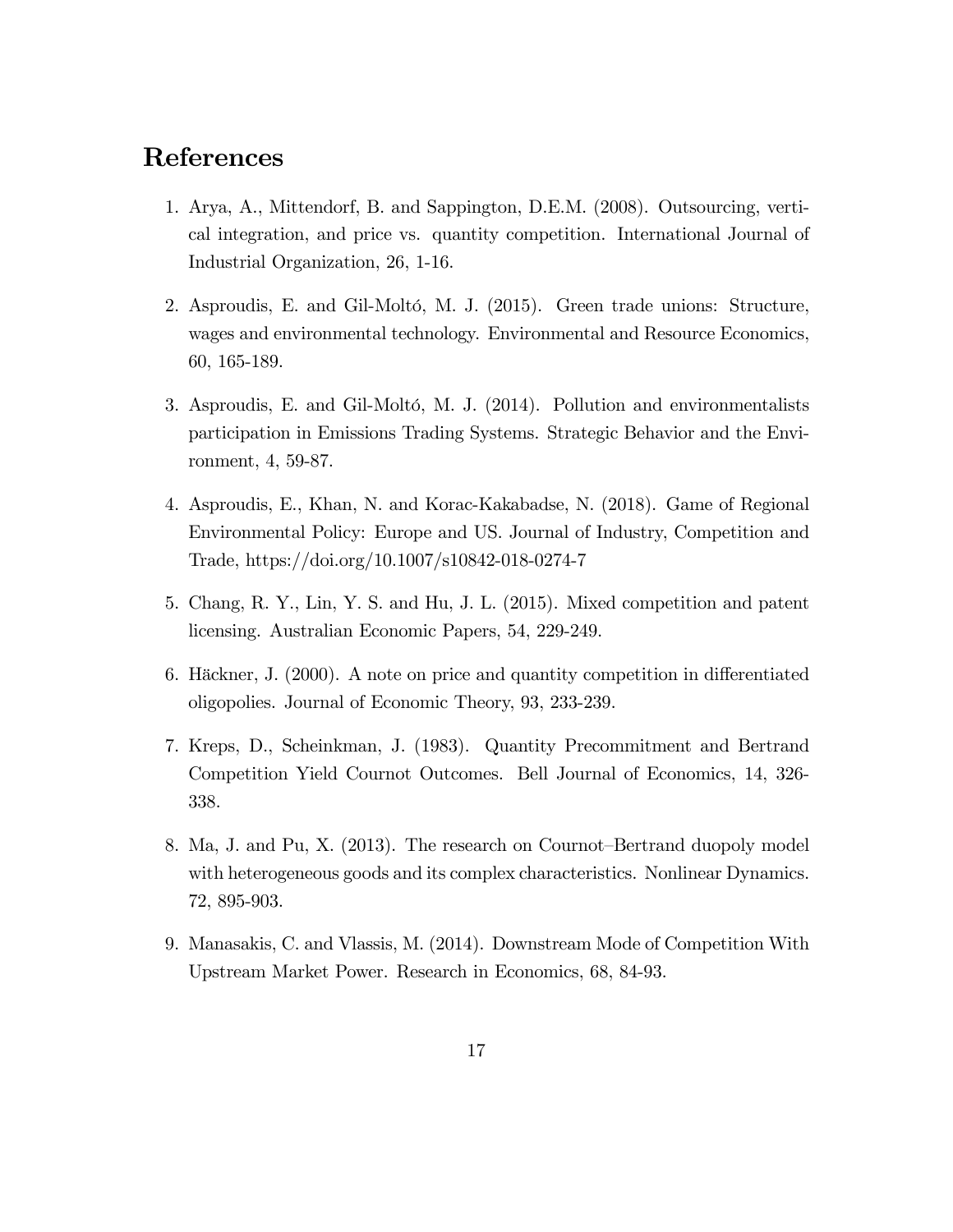# References

1. Arya, A., Mittendorf, B. and Sappington, D.E.M. (2008). Outsourcing, vertical integration, and price vs. quantity competition. International Journal of Industrial Organization, 26, 1-16.

2. Asproudis, E. and Gil-Moltó, M. J. (2015). Green trade unions: Structure, wages and environmental technology. Environmental and Resource Economics, 60, 165-189.

3. Asproudis, E. and Gil-Moltó, M. J. (2014). Pollution and environmentalists participation in Emissions Trading Systems. Strategic Behavior and the Environment, 4, 59-87.

4. Asproudis, E., Khan, N. and Korac-Kakabadse, N. (2018). Game of Regional Environmental Policy: Europe and US. Journal of Industry, Competition and Trade, https://doi.org/10.1007/s10842-018-0274-7

5. Chang, R. Y., Lin, Y. S. and Hu, J. L. (2015). Mixed competition and patent licensing. Australian Economic Papers, 54, 229-249.

6. Häckner, J. (2000). A note on price and quantity competition in differentiated oligopolies. Journal of Economic Theory, 93, 233-239.

7. Kreps, D., Scheinkman, J. (1983). Quantity Precommitment and Bertrand Competition Yield Cournot Outcomes. Bell Journal of Economics, 14, 326-338.

8. Ma, J. and Pu, X. (2013). The research on Cournot–Bertrand duopoly model with heterogeneous goods and its complex characteristics. Nonlinear Dynamics. 72, 895-903.

9. Manasakis, C. and Vlassis, M. (2014). Downstream Mode of Competition With Upstream Market Power. Research in Economics, 68, 84-93.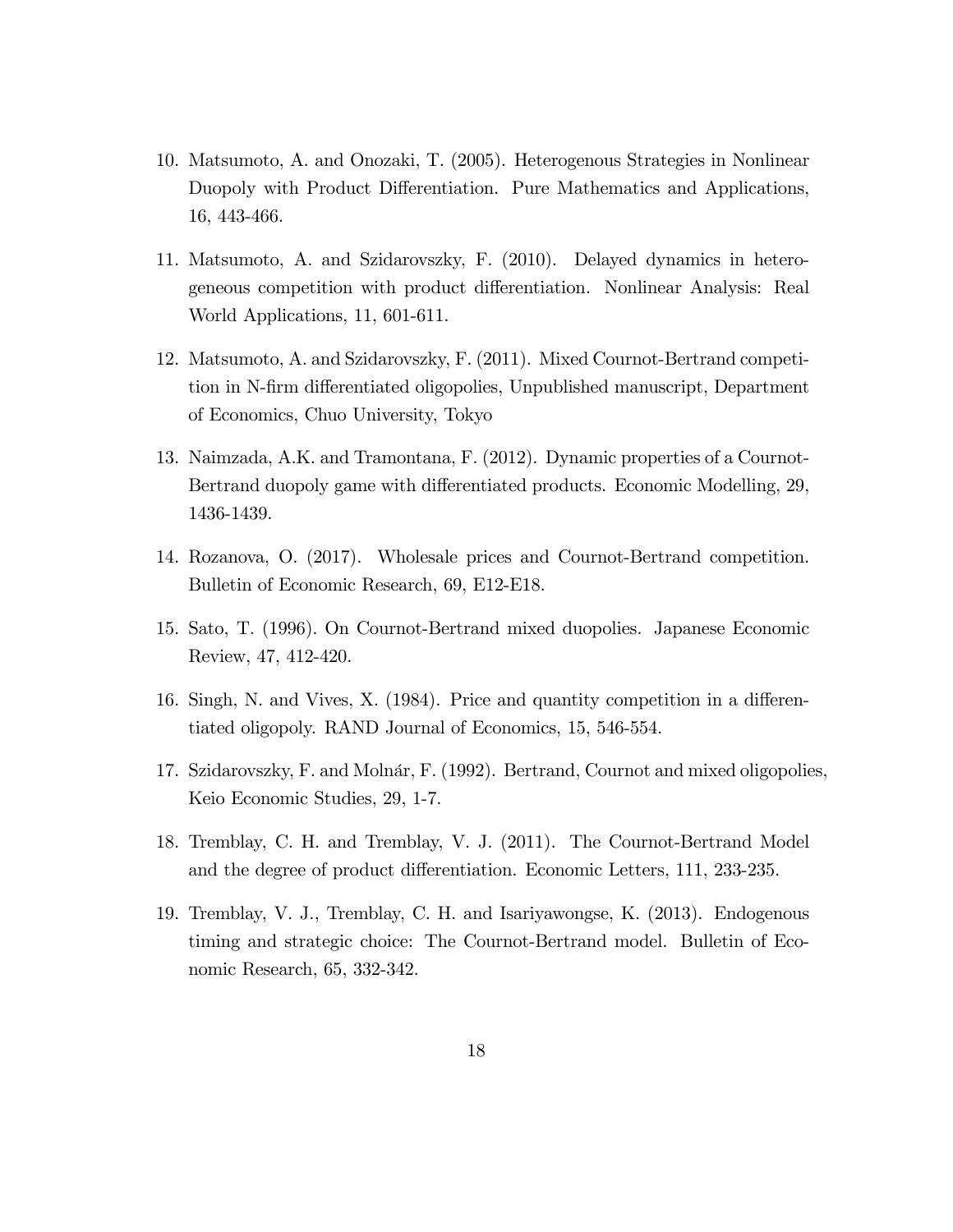10. Matsumoto, A. and Onozaki, T. (2005). Heterogenous Strategies in Nonlinear Duopoly with Product Differentiation. Pure Mathematics and Applications, 16, 443-466.

11. Matsumoto, A. and Szidarovszky, F. (2010). Delayed dynamics in heterogeneous competition with product differentiation. Nonlinear Analysis: Real World Applications, 11, 601-611.

12. Matsumoto, A. and Szidarovszky, F. (2011). Mixed Cournot-Bertrand competition in N-firm differentiated oligopolies, Unpublished manuscript, Department of Economics, Chuo University, Tokyo

13. Naimzada, A.K. and Tramontana, F. (2012). Dynamic properties of a Cournot-Bertrand duopoly game with differentiated products. Economic Modelling, 29, 1436-1439.

14. Rozanova, O. (2017). Wholesale prices and Cournot-Bertrand competition. Bulletin of Economic Research, 69, E12-E18.

15. Sato, T. (1996). On Cournot-Bertrand mixed duopolies. Japanese Economic Review, 47, 412-420.

16. Singh, N. and Vives, X. (1984). Price and quantity competition in a differentiated oligopoly. RAND Journal of Economics, 15, 546-554.

17. Szidarovszky, F. and Molnár, F. (1992). Bertrand, Cournot and mixed oligopolies, Keio Economic Studies, 29, 1-7.

18. Tremblay, C. H. and Tremblay, V. J. (2011). The Cournot-Bertrand Model and the degree of product differentiation. Economic Letters, 111, 233-235.

19. Tremblay, V. J., Tremblay, C. H. and Isariyawongse, K. (2013). Endogenous timing and strategic choice: The Cournot-Bertrand model. Bulletin of Economic Research, 65, 332-342.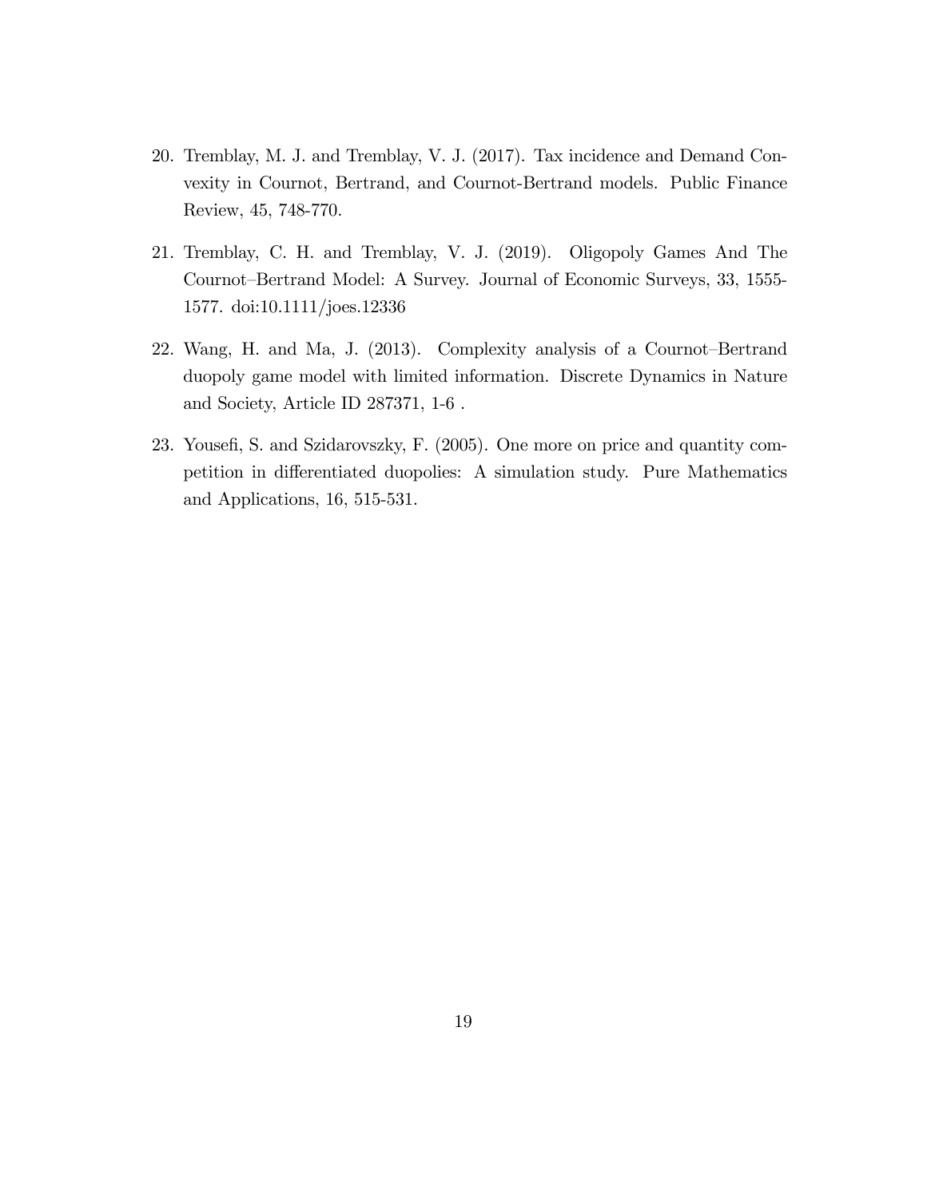20. Tremblay, M. J. and Tremblay, V. J. (2017). Tax incidence and Demand Convexity in Cournot, Bertrand, and Cournot-Bertrand models. Public Finance Review, 45, 748-770.

21. Tremblay, C. H. and Tremblay, V. J. (2019). Oligopoly Games And The Cournot–Bertrand Model: A Survey. Journal of Economic Surveys, 33, 1555-1577. doi:10.1111/joes.12336

22. Wang, H. and Ma, J. (2013). Complexity analysis of a Cournot–Bertrand duopoly game model with limited information. Discrete Dynamics in Nature and Society, Article ID 287371, 1-6 .

23. Yousefi, S. and Szidarovszky, F. (2005). One more on price and quantity competition in differentiated duopolies: A simulation study. Pure Mathematics and Applications, 16, 515-531.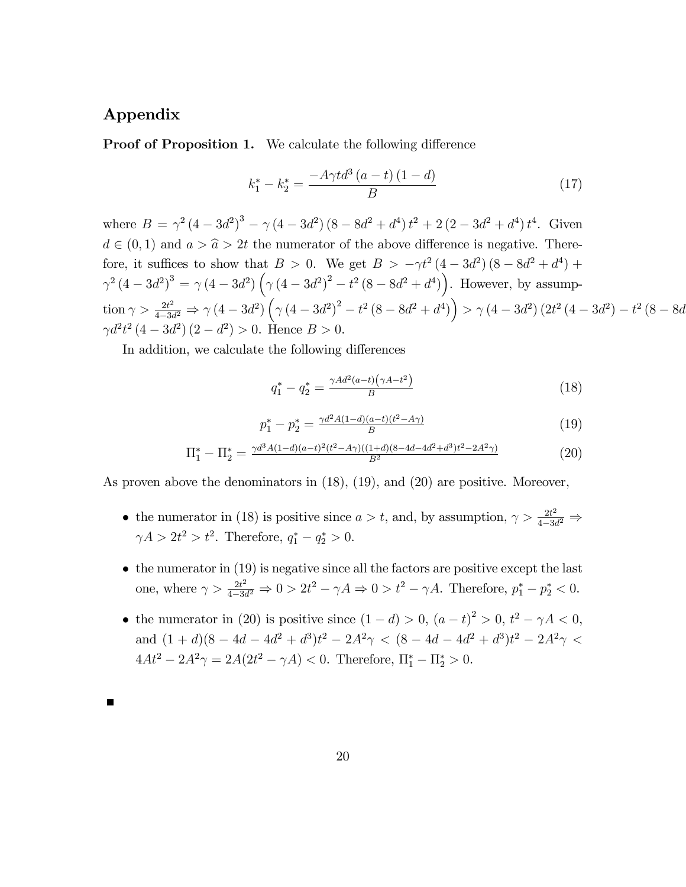## Appendix

**Proof of Proposition 1.** We calculate the following difference

$$k_1^* - k_2^* = \frac{-A\gamma t d^3 (a-t)(1-d)}{B} \tag{17}$$

where $B = \gamma^2 (4-3d^2)^3 - \gamma (4-3d^2)(8-8d^2+d^4) t^2 + 2(2-3d^2+d^4) t^4$. Given $d \in (0,1)$ and $a > \widehat{a} > 2t$ the numerator of the above difference is negative. Therefore, it suffices to show that $B > 0$. We get $B > -\gamma t^2 (4-3d^2)(8-8d^2+d^4) + \gamma^2 (4-3d^2)^3 = \gamma (4-3d^2)\left(\gamma (4-3d^2)^2 - t^2 (8-8d^2+d^4)\right)$. However, by assumption $\gamma > \frac{2t^2}{4-3d^2} \Rightarrow \gamma (4-3d^2)\left(\gamma (4-3d^2)^2 - t^2 (8-8d^2+d^4)\right) > \gamma (4-3d^2)(2t^2 (4-3d^2) - t^2 (8-8d$ $\gamma d^2 t^2 (4-3d^2)(2-d^2) > 0$. Hence $B > 0$.

In addition, we calculate the following differences

$$q_1^* - q_2^* = \frac{\gamma A d^2 (a-t)\left(\gamma A - t^2\right)}{B} \tag{18}$$

$$p_1^* - p_2^* = \frac{\gamma d^2 A (1-d)(a-t)(t^2 - A\gamma)}{B} \tag{19}$$

$$\Pi_1^* - \Pi_2^* = \frac{\gamma d^3 A (1-d)(a-t)^2 (t^2 - A\gamma)((1+d)(8-4d-4d^2+d^3)t^2 - 2A^2\gamma)}{B^2} \tag{20}$$

As proven above the denominators in (18), (19), and (20) are positive. Moreover,

- the numerator in (18) is positive since $a > t$, and, by assumption, $\gamma > \frac{2t^2}{4-3d^2} \Rightarrow \gamma A > 2t^2 > t^2$. Therefore, $q_1^* - q_2^* > 0$.
- the numerator in (19) is negative since all the factors are positive except the last one, where $\gamma > \frac{2t^2}{4-3d^2} \Rightarrow 0 > 2t^2 - \gamma A \Rightarrow 0 > t^2 - \gamma A$. Therefore, $p_1^* - p_2^* < 0$.
- the numerator in (20) is positive since $(1-d) > 0$, $(a-t)^2 > 0$, $t^2 - \gamma A < 0$, and $(1+d)(8-4d-4d^2+d^3)t^2 - 2A^2\gamma < (8-4d-4d^2+d^3)t^2 - 2A^2\gamma < 4At^2 - 2A^2\gamma = 2A(2t^2 - \gamma A) < 0$. Therefore, $\Pi_1^* - \Pi_2^* > 0$.

■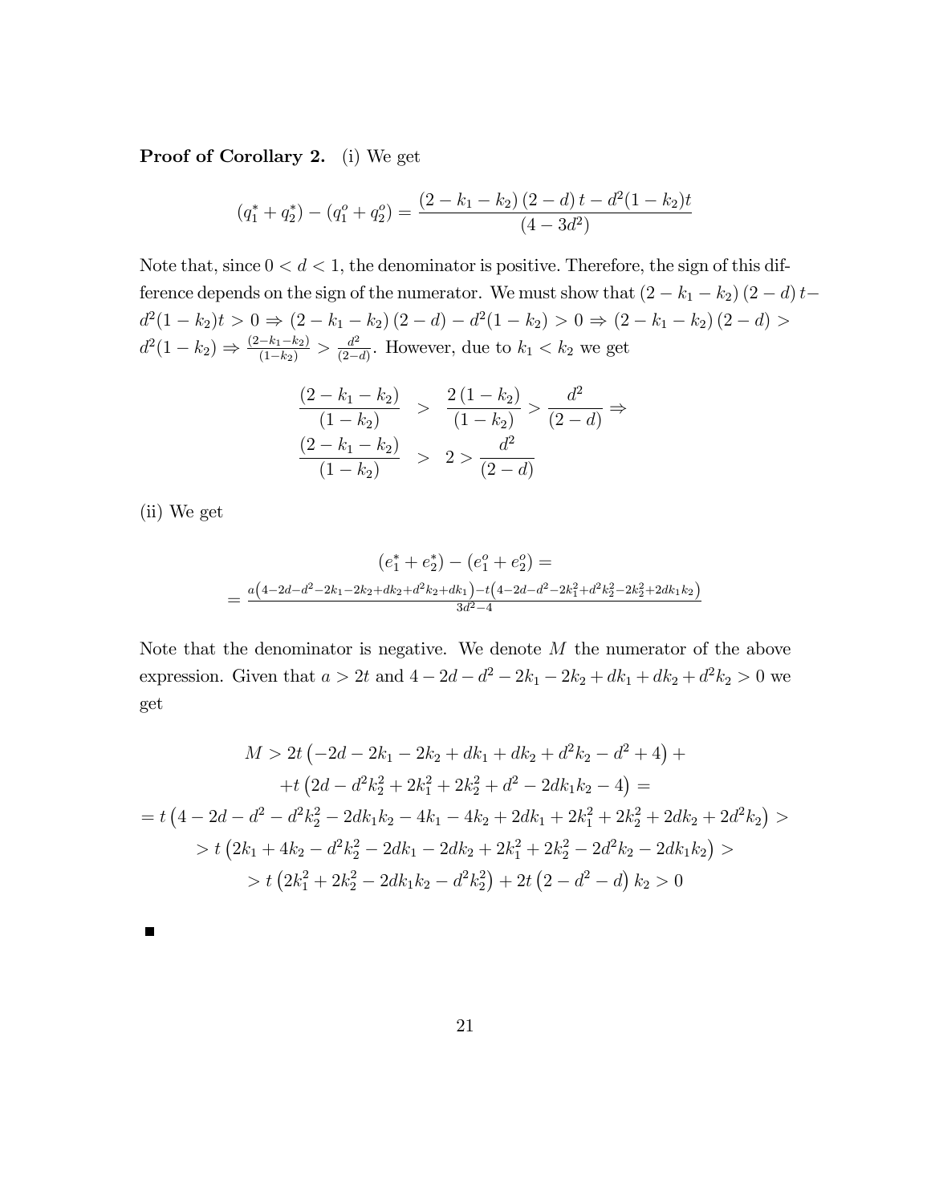**Proof of Corollary 2.** (i) We get

$$(q_1^* + q_2^*) - (q_1^o + q_2^o) = \frac{(2 - k_1 - k_2)(2 - d)t - d^2(1 - k_2)t}{(4 - 3d^2)}$$

Note that, since $0 < d < 1$, the denominator is positive. Therefore, the sign of this difference depends on the sign of the numerator. We must show that $(2 - k_1 - k_2)(2 - d)t - d^2(1 - k_2)t > 0 \Rightarrow (2 - k_1 - k_2)(2 - d) - d^2(1 - k_2) > 0 \Rightarrow (2 - k_1 - k_2)(2 - d) > d^2(1 - k_2) \Rightarrow \frac{(2-k_1-k_2)}{(1-k_2)} > \frac{d^2}{(2-d)}$. However, due to $k_1 < k_2$ we get

$$\begin{aligned}
\frac{(2 - k_1 - k_2)}{(1 - k_2)} &> \frac{2(1 - k_2)}{(1 - k_2)} > \frac{d^2}{(2 - d)} \Rightarrow \\
\frac{(2 - k_1 - k_2)}{(1 - k_2)} &> 2 > \frac{d^2}{(2 - d)}
\end{aligned}$$

(ii) We get

$$\begin{aligned}
&(e_1^* + e_2^*) - (e_1^o + e_2^o) = \\
&= \frac{a\left(4-2d-d^2-2k_1-2k_2+dk_2+d^2k_2+dk_1\right)-t\left(4-2d-d^2-2k_1^2+d^2k_2^2-2k_2^2+2dk_1k_2\right)}{3d^2-4}
\end{aligned}$$

Note that the denominator is negative. We denote $M$ the numerator of the above expression. Given that $a > 2t$ and $4 - 2d - d^2 - 2k_1 - 2k_2 + dk_1 + dk_2 + d^2k_2 > 0$ we get

$$\begin{aligned}
M &> 2t\left(-2d - 2k_1 - 2k_2 + dk_1 + dk_2 + d^2k_2 - d^2 + 4\right) + \\
&\quad + t\left(2d - d^2k_2^2 + 2k_1^2 + 2k_2^2 + d^2 - 2dk_1k_2 - 4\right) = \\
&= t\left(4 - 2d - d^2 - d^2k_2^2 - 2dk_1k_2 - 4k_1 - 4k_2 + 2dk_1 + 2k_1^2 + 2k_2^2 + 2dk_2 + 2d^2k_2\right) > \\
&> t\left(2k_1 + 4k_2 - d^2k_2^2 - 2dk_1 - 2dk_2 + 2k_1^2 + 2k_2^2 - 2d^2k_2 - 2dk_1k_2\right) > \\
&> t\left(2k_1^2 + 2k_2^2 - 2dk_1k_2 - d^2k_2^2\right) + 2t\left(2 - d^2 - d\right)k_2 > 0
\end{aligned}$$

■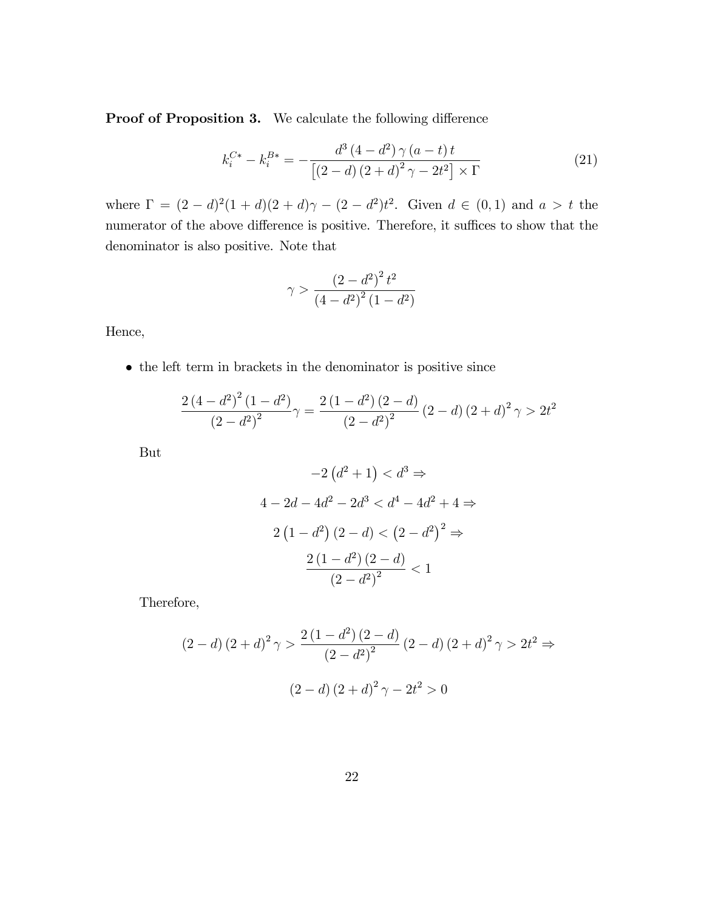**Proof of Proposition 3.** We calculate the following difference

$$k_i^{C*} - k_i^{B*} = -\frac{d^3\left(4-d^2\right)\gamma\left(a-t\right)t}{\left[\left(2-d\right)\left(2+d\right)^2\gamma - 2t^2\right]\times\Gamma} \tag{21}$$

where $\Gamma = (2-d)^2(1+d)(2+d)\gamma - (2-d^2)t^2$. Given $d \in (0,1)$ and $a > t$ the numerator of the above difference is positive. Therefore, it suffices to show that the denominator is also positive. Note that

$$\gamma > \frac{\left(2-d^2\right)^2 t^2}{\left(4-d^2\right)^2\left(1-d^2\right)}$$

Hence,

- the left term in brackets in the denominator is positive since

$$\frac{2\left(4-d^2\right)^2\left(1-d^2\right)}{\left(2-d^2\right)^2}\gamma = \frac{2\left(1-d^2\right)\left(2-d\right)}{\left(2-d^2\right)^2}\left(2-d\right)\left(2+d\right)^2\gamma > 2t^2$$

  But

$$-2\left(d^2+1\right) < d^3 \Rightarrow$$

$$4-2d-4d^2-2d^3 < d^4-4d^2+4 \Rightarrow$$

$$2\left(1-d^2\right)\left(2-d\right) < \left(2-d^2\right)^2 \Rightarrow$$

$$\frac{2\left(1-d^2\right)\left(2-d\right)}{\left(2-d^2\right)^2} < 1$$

  Therefore,

$$\left(2-d\right)\left(2+d\right)^2\gamma > \frac{2\left(1-d^2\right)\left(2-d\right)}{\left(2-d^2\right)^2}\left(2-d\right)\left(2+d\right)^2\gamma > 2t^2 \Rightarrow$$

$$\left(2-d\right)\left(2+d\right)^2\gamma - 2t^2 > 0$$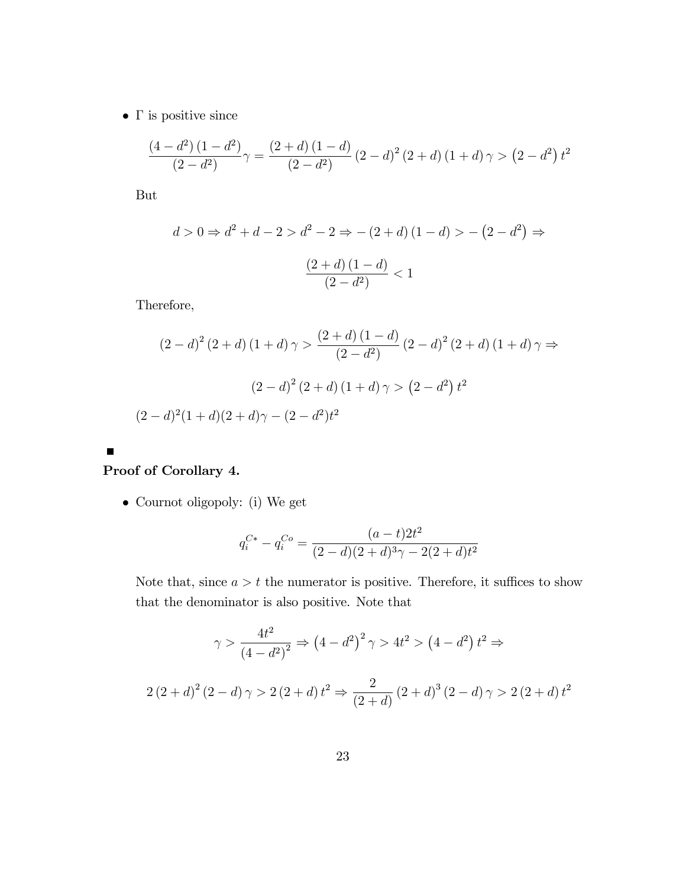- $\Gamma$ is positive since

$$\frac{(4-d^2)(1-d^2)}{(2-d^2)}\gamma = \frac{(2+d)(1-d)}{(2-d^2)}(2-d)^2(2+d)(1+d)\gamma > \left(2-d^2\right)t^2$$

But

$$d > 0 \Rightarrow d^2 + d - 2 > d^2 - 2 \Rightarrow -(2+d)(1-d) > -\left(2-d^2\right) \Rightarrow$$

$$\frac{(2+d)(1-d)}{(2-d^2)} < 1$$

Therefore,

$$(2-d)^2(2+d)(1+d)\gamma > \frac{(2+d)(1-d)}{(2-d^2)}(2-d)^2(2+d)(1+d)\gamma \Rightarrow$$

$$(2-d)^2(2+d)(1+d)\gamma > \left(2-d^2\right)t^2$$

$(2-d)^2(1+d)(2+d)\gamma - (2-d^2)t^2$

■

**Proof of Corollary 4.**

- Cournot oligopoly: (i) We get

$$q_i^{C*} - q_i^{Co} = \frac{(a-t)2t^2}{(2-d)(2+d)^3\gamma - 2(2+d)t^2}$$

Note that, since $a > t$ the numerator is positive. Therefore, it suffices to show that the denominator is also positive. Note that

$$\gamma > \frac{4t^2}{\left(4-d^2\right)^2} \Rightarrow \left(4-d^2\right)^2\gamma > 4t^2 > \left(4-d^2\right)t^2 \Rightarrow$$

$$2(2+d)^2(2-d)\gamma > 2(2+d)t^2 \Rightarrow \frac{2}{(2+d)}(2+d)^3(2-d)\gamma > 2(2+d)t^2$$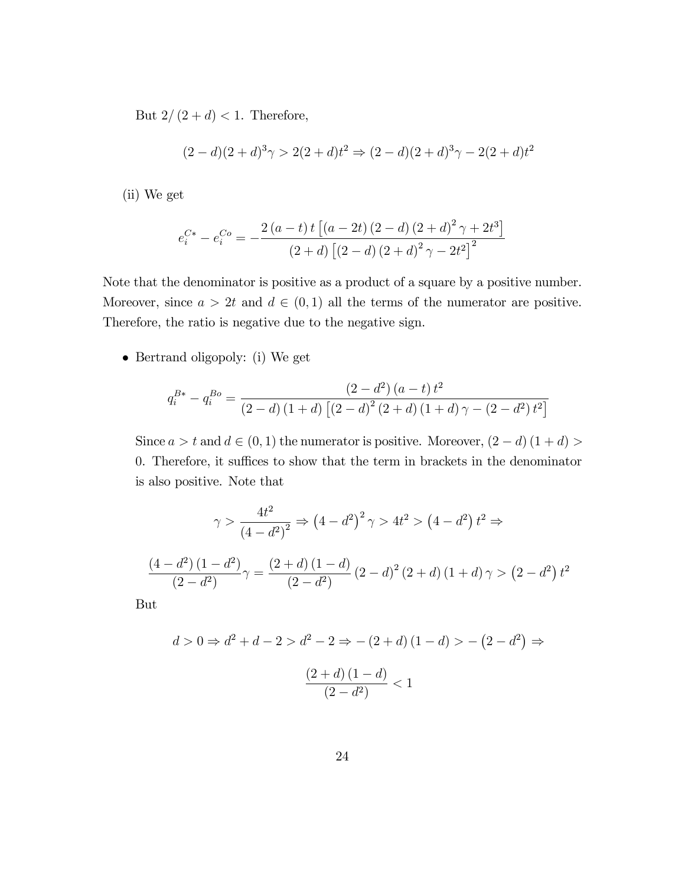But $2/(2+d) < 1$. Therefore,

$$(2-d)(2+d)^3\gamma > 2(2+d)t^2 \Rightarrow (2-d)(2+d)^3\gamma - 2(2+d)t^2$$

(ii) We get

$$e_i^{C*} - e_i^{Co} = -\frac{2\left(a-t\right)t\left[\left(a-2t\right)\left(2-d\right)\left(2+d\right)^2\gamma + 2t^3\right]}{\left(2+d\right)\left[\left(2-d\right)\left(2+d\right)^2\gamma - 2t^2\right]^2}$$

Note that the denominator is positive as a product of a square by a positive number. Moreover, since $a > 2t$ and $d \in (0,1)$ all the terms of the numerator are positive. Therefore, the ratio is negative due to the negative sign.

- Bertrand oligopoly: (i) We get

  $$q_i^{B*} - q_i^{Bo} = \frac{\left(2-d^2\right)\left(a-t\right)t^2}{\left(2-d\right)\left(1+d\right)\left[\left(2-d\right)^2\left(2+d\right)\left(1+d\right)\gamma - \left(2-d^2\right)t^2\right]}$$

  Since $a > t$ and $d \in (0,1)$ the numerator is positive. Moreover, $(2-d)(1+d) > 0$. Therefore, it suffices to show that the term in brackets in the denominator is also positive. Note that

  $$\gamma > \frac{4t^2}{\left(4-d^2\right)^2} \Rightarrow \left(4-d^2\right)^2\gamma > 4t^2 > \left(4-d^2\right)t^2 \Rightarrow$$

  $$\frac{\left(4-d^2\right)\left(1-d^2\right)}{\left(2-d^2\right)}\gamma = \frac{\left(2+d\right)\left(1-d\right)}{\left(2-d^2\right)}\left(2-d\right)^2\left(2+d\right)\left(1+d\right)\gamma > \left(2-d^2\right)t^2$$

  But

  $$d > 0 \Rightarrow d^2 + d - 2 > d^2 - 2 \Rightarrow -\left(2+d\right)\left(1-d\right) > -\left(2-d^2\right) \Rightarrow$$

  $$\frac{\left(2+d\right)\left(1-d\right)}{\left(2-d^2\right)} < 1$$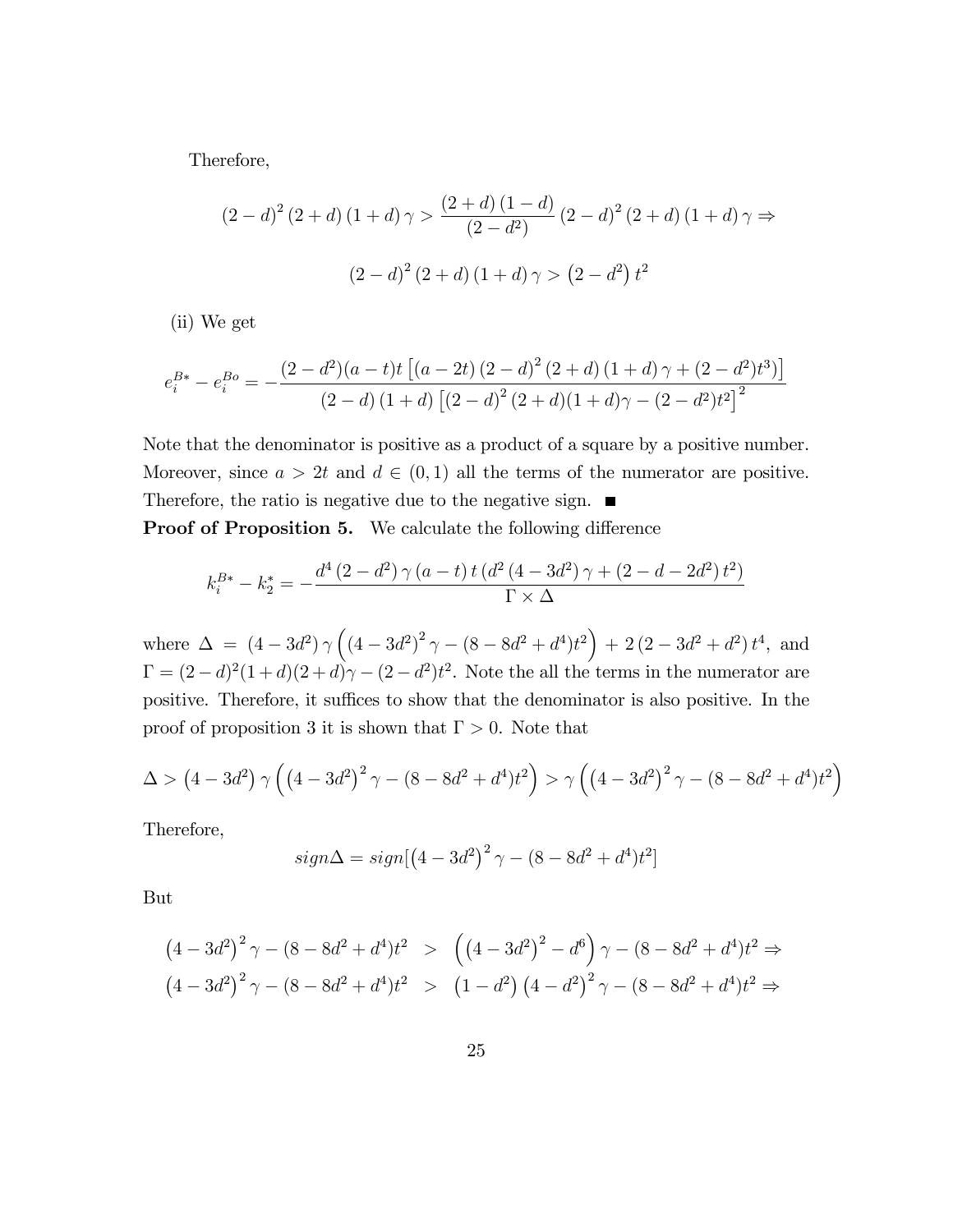Therefore,

$$(2-d)^2(2+d)(1+d)\gamma > \frac{(2+d)(1-d)}{(2-d^2)}(2-d)^2(2+d)(1+d)\gamma \Rightarrow$$

$$(2-d)^2(2+d)(1+d)\gamma > \left(2-d^2\right)t^2$$

(ii) We get

$$e_i^{B*} - e_i^{Bo} = -\frac{(2-d^2)(a-t)t\left[(a-2t)(2-d)^2(2+d)(1+d)\gamma + (2-d^2)t^3)\right]}{(2-d)(1+d)\left[(2-d)^2(2+d)(1+d)\gamma - (2-d^2)t^2\right]^2}$$

Note that the denominator is positive as a product of a square by a positive number. Moreover, since $a > 2t$ and $d \in (0,1)$ all the terms of the numerator are positive. Therefore, the ratio is negative due to the negative sign. ■

**Proof of Proposition 5.** We calculate the following difference

$$k_i^{B*} - k_2^{*} = -\frac{d^4(2-d^2)\gamma(a-t)t\left(d^2(4-3d^2)\gamma + (2-d-2d^2)t^2\right)}{\Gamma \times \Delta}$$

where $\Delta = (4-3d^2)\gamma\left((4-3d^2)^2\gamma - (8-8d^2+d^4)t^2\right) + 2(2-3d^2+d^2)t^4$, and $\Gamma = (2-d)^2(1+d)(2+d)\gamma - (2-d^2)t^2$. Note the all the terms in the numerator are positive. Therefore, it suffices to show that the denominator is also positive. In the proof of proposition 3 it is shown that $\Gamma > 0$. Note that

$$\Delta > \left(4-3d^2\right)\gamma\left(\left(4-3d^2\right)^2\gamma - (8-8d^2+d^4)t^2\right) > \gamma\left(\left(4-3d^2\right)^2\gamma - (8-8d^2+d^4)t^2\right)$$

Therefore,

$$sign\Delta = sign[\left(4-3d^2\right)^2\gamma - (8-8d^2+d^4)t^2]$$

But

$$\begin{aligned}
\left(4-3d^2\right)^2\gamma - (8-8d^2+d^4)t^2 &> \left(\left(4-3d^2\right)^2 - d^6\right)\gamma - (8-8d^2+d^4)t^2 \Rightarrow \\
\left(4-3d^2\right)^2\gamma - (8-8d^2+d^4)t^2 &> \left(1-d^2\right)\left(4-d^2\right)^2\gamma - (8-8d^2+d^4)t^2 \Rightarrow
\end{aligned}$$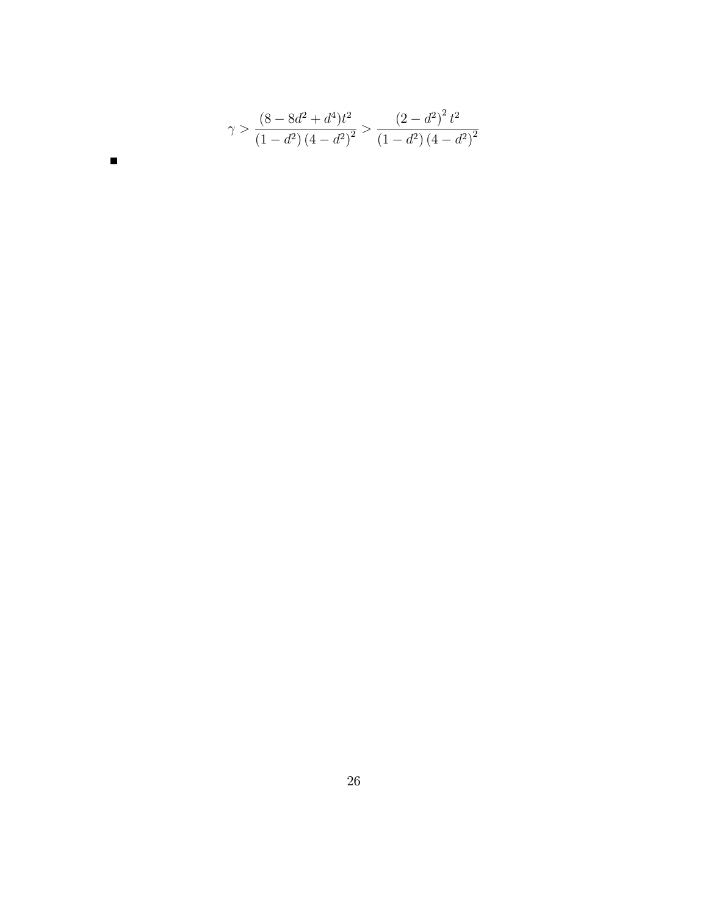$$\gamma > \frac{(8 - 8d^2 + d^4)t^2}{(1 - d^2)(4 - d^2)^2} > \frac{(2 - d^2)^2 t^2}{(1 - d^2)(4 - d^2)^2}$$

■